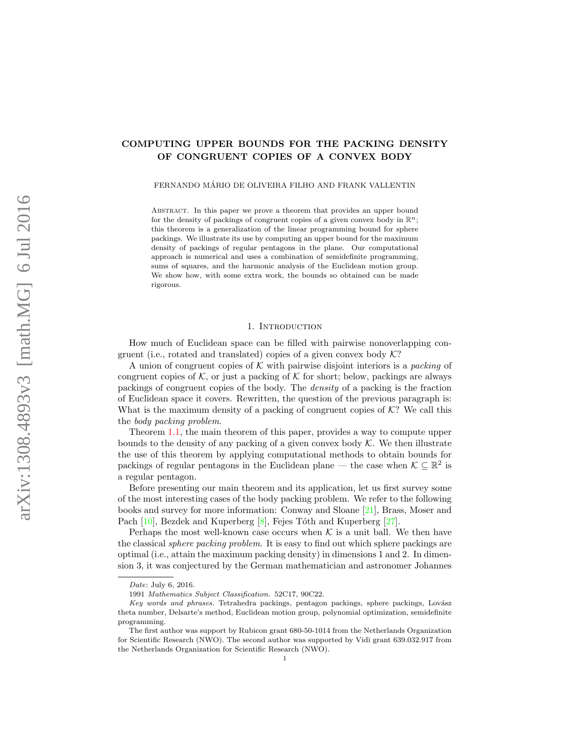# COMPUTING UPPER BOUNDS FOR THE PACKING DENSITY OF CONGRUENT COPIES OF A CONVEX BODY

FERNANDO MÁRIO DE OLIVEIRA FILHO AND FRANK VALLENTIN

Abstract. In this paper we prove a theorem that provides an upper bound for the density of packings of congruent copies of a given convex body in $\mathbb{R}^n$; this theorem is a generalization of the linear programming bound for sphere packings. We illustrate its use by computing an upper bound for the maximum density of packings of regular pentagons in the plane. Our computational approach is numerical and uses a combination of semidefinite programming, sums of squares, and the harmonic analysis of the Euclidean motion group. We show how, with some extra work, the bounds so obtained can be made rigorous.

## 1. Introduction

How much of Euclidean space can be filled with pairwise nonoverlapping congruent (i.e., rotated and translated) copies of a given convex body $\mathcal{K}$?

A union of congruent copies of $\mathcal{K}$ with pairwise disjoint interiors is a *packing* of congruent copies of $\mathcal{K}$, or just a packing of $\mathcal{K}$ for short; below, packings are always packings of congruent copies of the body. The *density* of a packing is the fraction of Euclidean space it covers. Rewritten, the question of the previous paragraph is: What is the maximum density of a packing of congruent copies of $\mathcal{K}$? We call this the *body packing problem*.

Theorem 1.1, the main theorem of this paper, provides a way to compute upper bounds to the density of any packing of a given convex body $\mathcal{K}$. We then illustrate the use of this theorem by applying computational methods to obtain bounds for packings of regular pentagons in the Euclidean plane — the case when $\mathcal{K} \subseteq \mathbb{R}^2$ is a regular pentagon.

Before presenting our main theorem and its application, let us first survey some of the most interesting cases of the body packing problem. We refer to the following books and survey for more information: Conway and Sloane [21], Brass, Moser and Pach [10], Bezdek and Kuperberg [8], Fejes Tóth and Kuperberg [27].

Perhaps the most well-known case occurs when $\mathcal{K}$ is a unit ball. We then have the classical *sphere packing problem*. It is easy to find out which sphere packings are optimal (i.e., attain the maximum packing density) in dimensions 1 and 2. In dimension 3, it was conjectured by the German mathematician and astronomer Johannes

---

*Date*: July 6, 2016.

1991 *Mathematics Subject Classification.* 52C17, 90C22.

*Key words and phrases.* Tetrahedra packings, pentagon packings, sphere packings, Lovász theta number, Delsarte's method, Euclidean motion group, polynomial optimization, semidefinite programming.

The first author was support by Rubicon grant 680-50-1014 from the Netherlands Organization for Scientific Research (NWO). The second author was supported by Vidi grant 639.032.917 from the Netherlands Organization for Scientific Research (NWO).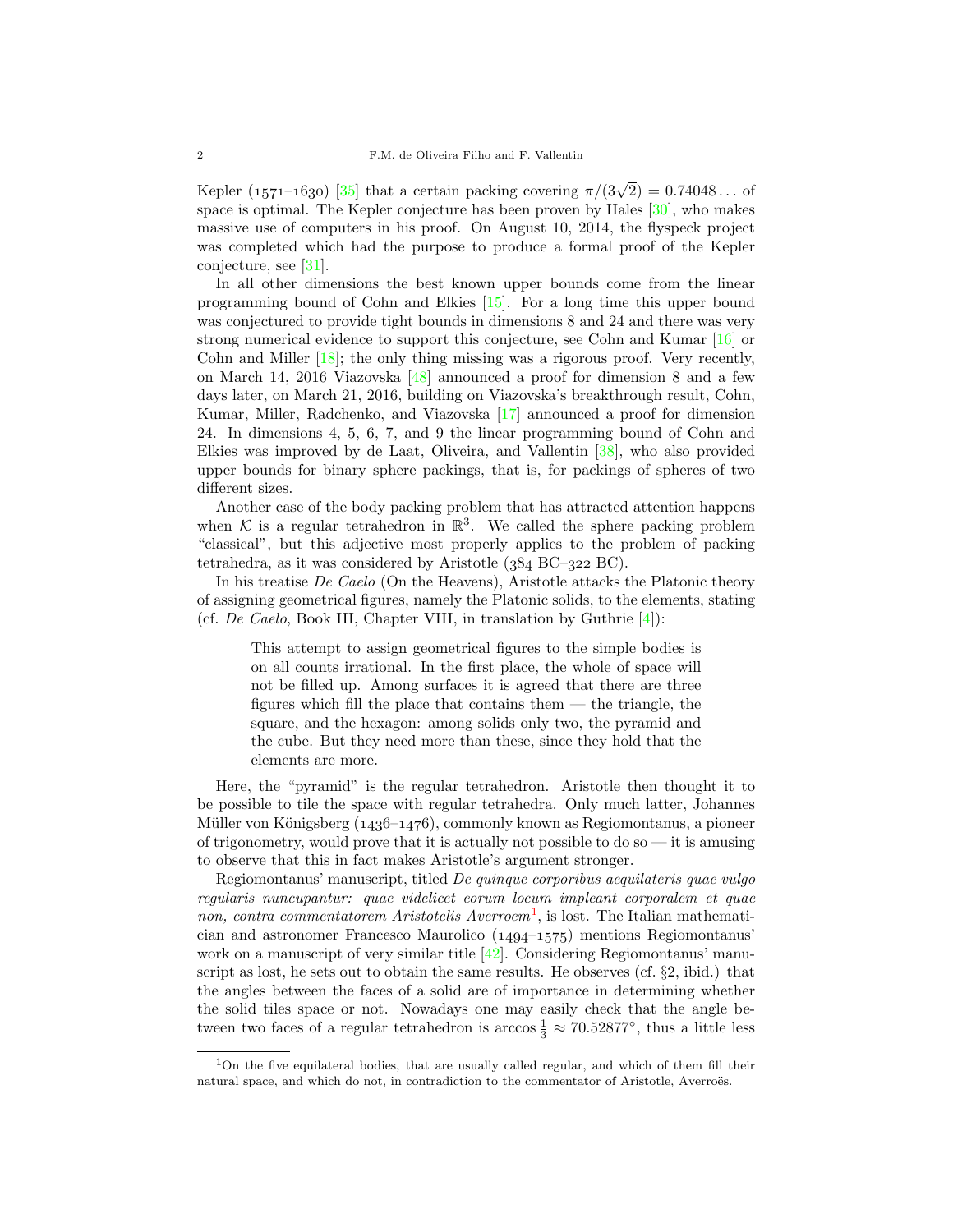Kepler (1571–1630) [35] that a certain packing covering $\pi/(3\sqrt{2}) = 0.74048\ldots$ of space is optimal. The Kepler conjecture has been proven by Hales [30], who makes massive use of computers in his proof. On August 10, 2014, the flyspeck project was completed which had the purpose to produce a formal proof of the Kepler conjecture, see [31].

In all other dimensions the best known upper bounds come from the linear programming bound of Cohn and Elkies [15]. For a long time this upper bound was conjectured to provide tight bounds in dimensions 8 and 24 and there was very strong numerical evidence to support this conjecture, see Cohn and Kumar [16] or Cohn and Miller [18]; the only thing missing was a rigorous proof. Very recently, on March 14, 2016 Viazovska [48] announced a proof for dimension 8 and a few days later, on March 21, 2016, building on Viazovska's breakthrough result, Cohn, Kumar, Miller, Radchenko, and Viazovska [17] announced a proof for dimension 24. In dimensions 4, 5, 6, 7, and 9 the linear programming bound of Cohn and Elkies was improved by de Laat, Oliveira, and Vallentin [38], who also provided upper bounds for binary sphere packings, that is, for packings of spheres of two different sizes.

Another case of the body packing problem that has attracted attention happens when $\mathcal{K}$ is a regular tetrahedron in $\mathbb{R}^3$. We called the sphere packing problem "classical", but this adjective most properly applies to the problem of packing tetrahedra, as it was considered by Aristotle (384 BC–322 BC).

In his treatise *De Caelo* (On the Heavens), Aristotle attacks the Platonic theory of assigning geometrical figures, namely the Platonic solids, to the elements, stating (cf. *De Caelo*, Book III, Chapter VIII, in translation by Guthrie [4]):

> This attempt to assign geometrical figures to the simple bodies is on all counts irrational. In the first place, the whole of space will not be filled up. Among surfaces it is agreed that there are three figures which fill the place that contains them — the triangle, the square, and the hexagon: among solids only two, the pyramid and the cube. But they need more than these, since they hold that the elements are more.

Here, the "pyramid" is the regular tetrahedron. Aristotle then thought it to be possible to tile the space with regular tetrahedra. Only much latter, Johannes Müller von Königsberg (1436–1476), commonly known as Regiomontanus, a pioneer of trigonometry, would prove that it is actually not possible to do so — it is amusing to observe that this in fact makes Aristotle's argument stronger.

Regiomontanus' manuscript, titled *De quinque corporibus aequilateris quae vulgo regularis nuncupantur: quae videlicet eorum locum impleant corporalem et quae non, contra commentatorem Aristotelis Averroem*[1], is lost. The Italian mathematician and astronomer Francesco Maurolico (1494–1575) mentions Regiomontanus' work on a manuscript of very similar title [42]. Considering Regiomontanus' manuscript as lost, he sets out to obtain the same results. He observes (cf. §2, ibid.) that the angles between the faces of a solid are of importance in determining whether the solid tiles space or not. Nowadays one may easily check that the angle between two faces of a regular tetrahedron is $\arccos \frac{1}{3} \approx 70.52877°$, thus a little less

[1] On the five equilateral bodies, that are usually called regular, and which of them fill their natural space, and which do not, in contradiction to the commentator of Aristotle, Averroës.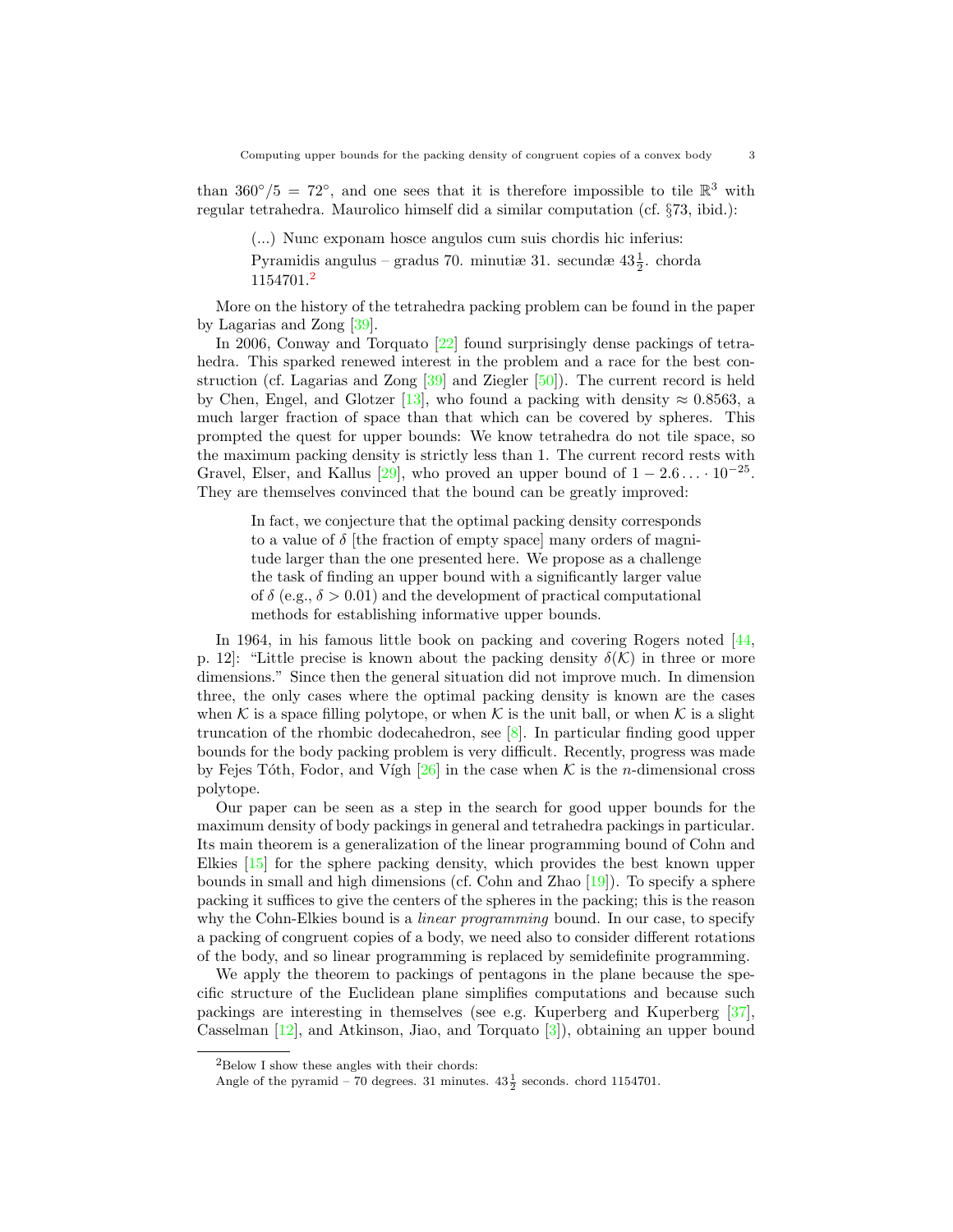than $360°/5 = 72°$, and one sees that it is therefore impossible to tile $\mathbb{R}^3$ with regular tetrahedra. Maurolico himself did a similar computation (cf. §73, ibid.):

> (...) Nunc exponam hosce angulos cum suis chordis hic inferius:
> Pyramidis angulus – gradus 70. minutiæ 31. secundæ $43\frac{1}{2}$. chorda 1154701.[2]

More on the history of the tetrahedra packing problem can be found in the paper by Lagarias and Zong [39].

In 2006, Conway and Torquato [22] found surprisingly dense packings of tetrahedra. This sparked renewed interest in the problem and a race for the best construction (cf. Lagarias and Zong [39] and Ziegler [50]). The current record is held by Chen, Engel, and Glotzer [13], who found a packing with density $\approx 0.8563$, a much larger fraction of space than that which can be covered by spheres. This prompted the quest for upper bounds: We know tetrahedra do not tile space, so the maximum packing density is strictly less than 1. The current record rests with Gravel, Elser, and Kallus [29], who proved an upper bound of $1 - 2.6\ldots \cdot 10^{-25}$. They are themselves convinced that the bound can be greatly improved:

> In fact, we conjecture that the optimal packing density corresponds to a value of $\delta$ [the fraction of empty space] many orders of magnitude larger than the one presented here. We propose as a challenge the task of finding an upper bound with a significantly larger value of $\delta$ (e.g., $\delta > 0.01$) and the development of practical computational methods for establishing informative upper bounds.

In 1964, in his famous little book on packing and covering Rogers noted [44, p. 12]: "Little precise is known about the packing density $\delta(\mathcal{K})$ in three or more dimensions." Since then the general situation did not improve much. In dimension three, the only cases where the optimal packing density is known are the cases when $\mathcal{K}$ is a space filling polytope, or when $\mathcal{K}$ is the unit ball, or when $\mathcal{K}$ is a slight truncation of the rhombic dodecahedron, see [8]. In particular finding good upper bounds for the body packing problem is very difficult. Recently, progress was made by Fejes Tóth, Fodor, and Vígh [26] in the case when $\mathcal{K}$ is the $n$-dimensional cross polytope.

Our paper can be seen as a step in the search for good upper bounds for the maximum density of body packings in general and tetrahedra packings in particular. Its main theorem is a generalization of the linear programming bound of Cohn and Elkies [15] for the sphere packing density, which provides the best known upper bounds in small and high dimensions (cf. Cohn and Zhao [19]). To specify a sphere packing it suffices to give the centers of the spheres in the packing; this is the reason why the Cohn-Elkies bound is a *linear programming* bound. In our case, to specify a packing of congruent copies of a body, we need also to consider different rotations of the body, and so linear programming is replaced by semidefinite programming.

We apply the theorem to packings of pentagons in the plane because the specific structure of the Euclidean plane simplifies computations and because such packings are interesting in themselves (see e.g. Kuperberg and Kuperberg [37], Casselman [12], and Atkinson, Jiao, and Torquato [3]), obtaining an upper bound

[2] Below I show these angles with their chords:
Angle of the pyramid – 70 degrees. 31 minutes. $43\frac{1}{2}$ seconds. chord 1154701.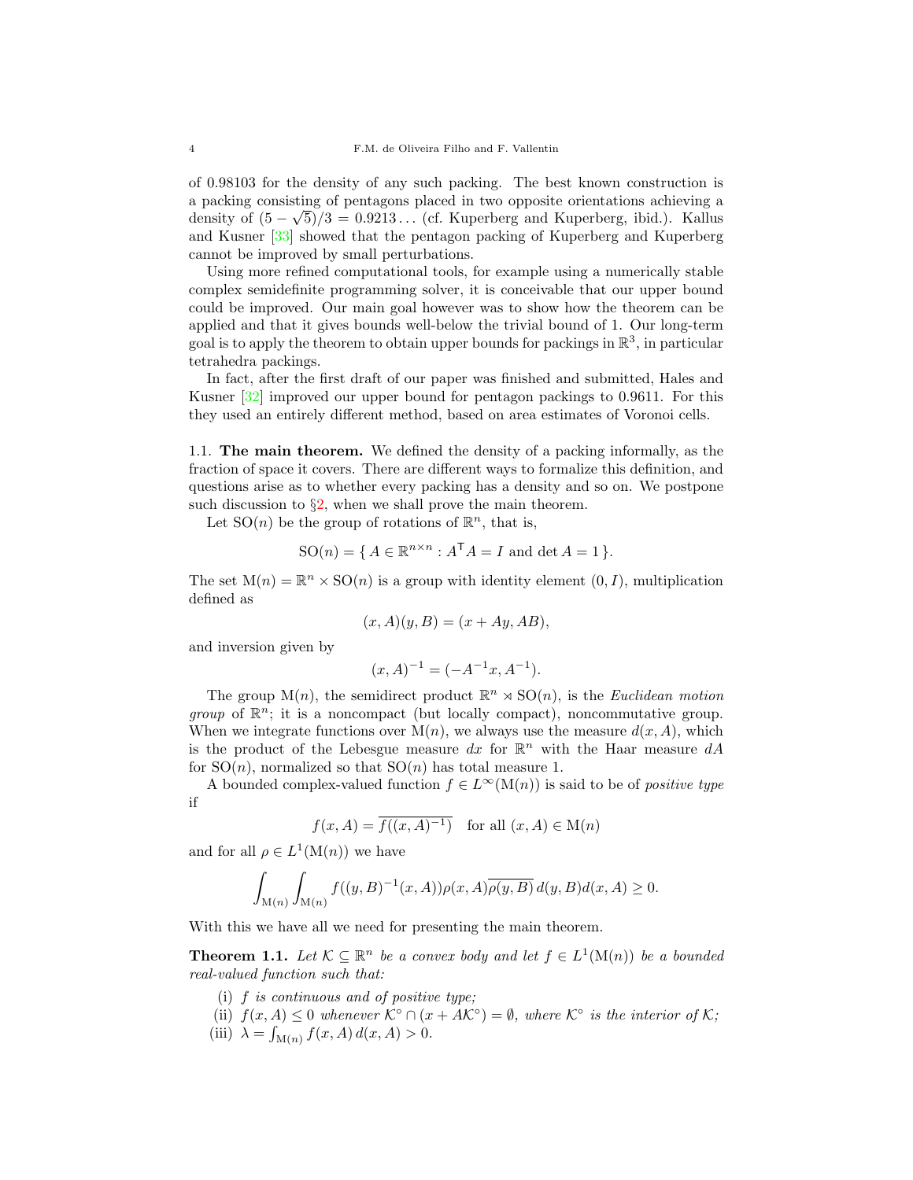of 0.98103 for the density of any such packing. The best known construction is a packing consisting of pentagons placed in two opposite orientations achieving a density of $(5 - \sqrt{5})/3 = 0.9213\ldots$ (cf. Kuperberg and Kuperberg, ibid.). Kallus and Kusner [33] showed that the pentagon packing of Kuperberg and Kuperberg cannot be improved by small perturbations.

Using more refined computational tools, for example using a numerically stable complex semidefinite programming solver, it is conceivable that our upper bound could be improved. Our main goal however was to show how the theorem can be applied and that it gives bounds well-below the trivial bound of 1. Our long-term goal is to apply the theorem to obtain upper bounds for packings in $\mathbb{R}^3$, in particular tetrahedra packings.

In fact, after the first draft of our paper was finished and submitted, Hales and Kusner [32] improved our upper bound for pentagon packings to 0.9611. For this they used an entirely different method, based on area estimates of Voronoi cells.

1.1. **The main theorem.** We defined the density of a packing informally, as the fraction of space it covers. There are different ways to formalize this definition, and questions arise as to whether every packing has a density and so on. We postpone such discussion to §2, when we shall prove the main theorem.

Let $\mathrm{SO}(n)$ be the group of rotations of $\mathbb{R}^n$, that is,

$$\mathrm{SO}(n) = \{\, A \in \mathbb{R}^{n\times n} : A^{\mathsf{T}}A = I \text{ and } \det A = 1 \,\}.$$

The set $\mathrm{M}(n) = \mathbb{R}^n \times \mathrm{SO}(n)$ is a group with identity element $(0, I)$, multiplication defined as

$$(x, A)(y, B) = (x + Ay, AB),$$

and inversion given by

$$(x, A)^{-1} = (-A^{-1}x, A^{-1}).$$

The group $\mathrm{M}(n)$, the semidirect product $\mathbb{R}^n \rtimes \mathrm{SO}(n)$, is the *Euclidean motion group* of $\mathbb{R}^n$; it is a noncompact (but locally compact), noncommutative group. When we integrate functions over $\mathrm{M}(n)$, we always use the measure $d(x, A)$, which is the product of the Lebesgue measure $dx$ for $\mathbb{R}^n$ with the Haar measure $dA$ for $\mathrm{SO}(n)$, normalized so that $\mathrm{SO}(n)$ has total measure 1.

A bounded complex-valued function $f \in L^\infty(\mathrm{M}(n))$ is said to be of *positive type* if

$$f(x, A) = \overline{f((x, A)^{-1})} \quad \text{for all } (x, A) \in \mathrm{M}(n)$$

and for all $\rho \in L^1(\mathrm{M}(n))$ we have

$$\int_{\mathrm{M}(n)} \int_{\mathrm{M}(n)} f((y, B)^{-1}(x, A))\rho(x, A)\overline{\rho(y, B)}\, d(y, B) d(x, A) \geq 0.$$

With this we have all we need for presenting the main theorem.

**Theorem 1.1.** *Let $\mathcal{K} \subseteq \mathbb{R}^n$ be a convex body and let $f \in L^1(\mathrm{M}(n))$ be a bounded real-valued function such that:*

(i) *$f$ is continuous and of positive type;*
(ii) *$f(x, A) \leq 0$ whenever $\mathcal{K}^\circ \cap (x + A\mathcal{K}^\circ) = \emptyset$, where $\mathcal{K}^\circ$ is the interior of $\mathcal{K}$;*
(iii) *$\lambda = \int_{\mathrm{M}(n)} f(x, A)\, d(x, A) > 0$.*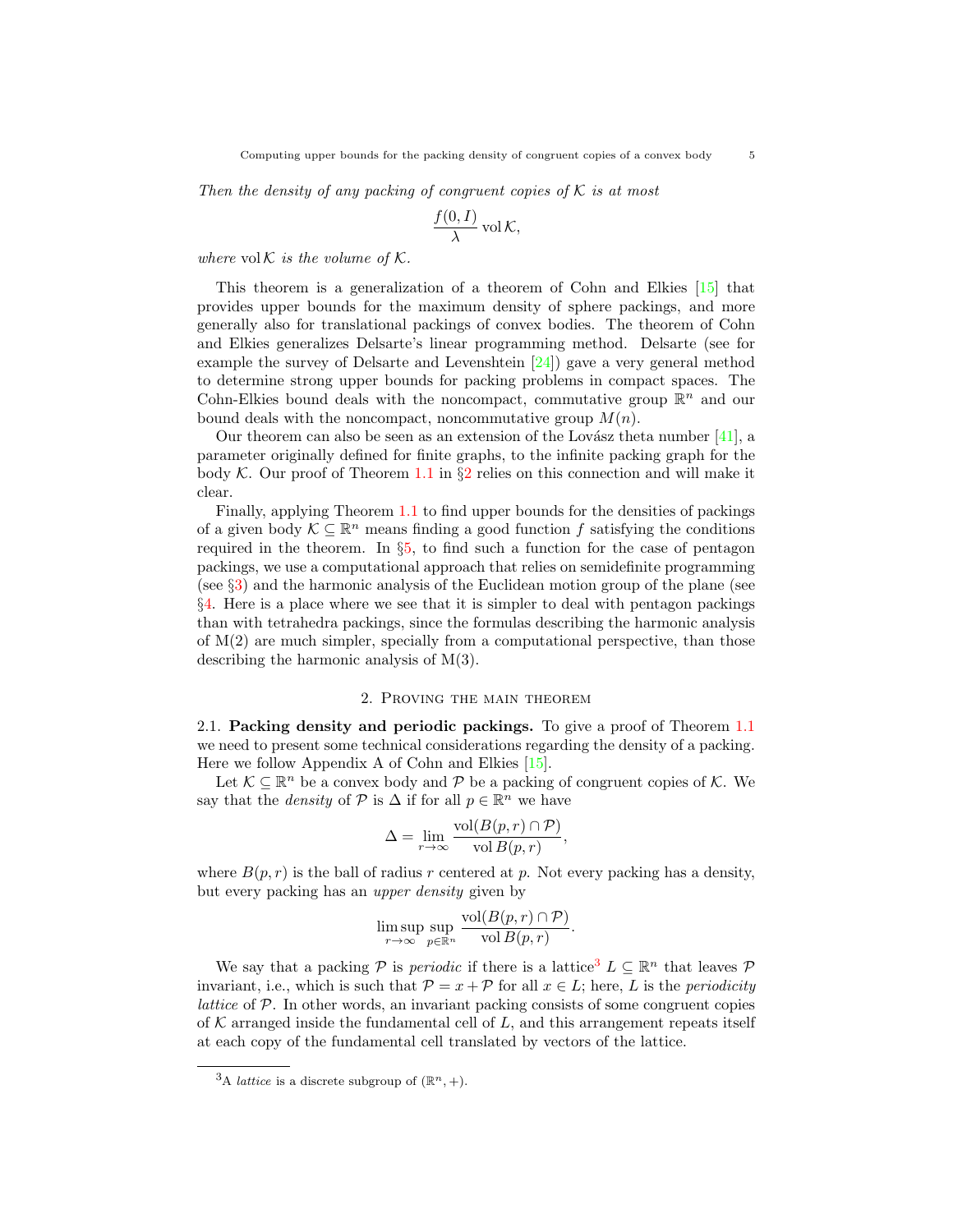*Then the density of any packing of congruent copies of $\mathcal{K}$ is at most*

$$\frac{f(0, I)}{\lambda} \operatorname{vol} \mathcal{K},$$

*where* $\operatorname{vol} \mathcal{K}$ *is the volume of* $\mathcal{K}$.

This theorem is a generalization of a theorem of Cohn and Elkies [15] that provides upper bounds for the maximum density of sphere packings, and more generally also for translational packings of convex bodies. The theorem of Cohn and Elkies generalizes Delsarte's linear programming method. Delsarte (see for example the survey of Delsarte and Levenshtein [24]) gave a very general method to determine strong upper bounds for packing problems in compact spaces. The Cohn-Elkies bound deals with the noncompact, commutative group $\mathbb{R}^n$ and our bound deals with the noncompact, noncommutative group $M(n)$.

Our theorem can also be seen as an extension of the Lovász theta number [41], a parameter originally defined for finite graphs, to the infinite packing graph for the body $\mathcal{K}$. Our proof of Theorem 1.1 in §2 relies on this connection and will make it clear.

Finally, applying Theorem 1.1 to find upper bounds for the densities of packings of a given body $\mathcal{K} \subseteq \mathbb{R}^n$ means finding a good function $f$ satisfying the conditions required in the theorem. In §5, to find such a function for the case of pentagon packings, we use a computational approach that relies on semidefinite programming (see §3) and the harmonic analysis of the Euclidean motion group of the plane (see §4. Here is a place where we see that it is simpler to deal with pentagon packings than with tetrahedra packings, since the formulas describing the harmonic analysis of M(2) are much simpler, specially from a computational perspective, than those describing the harmonic analysis of M(3).

## 2. Proving the main theorem

2.1. **Packing density and periodic packings.** To give a proof of Theorem 1.1 we need to present some technical considerations regarding the density of a packing. Here we follow Appendix A of Cohn and Elkies [15].

Let $\mathcal{K} \subseteq \mathbb{R}^n$ be a convex body and $\mathcal{P}$ be a packing of congruent copies of $\mathcal{K}$. We say that the *density* of $\mathcal{P}$ is $\Delta$ if for all $p \in \mathbb{R}^n$ we have

$$\Delta = \lim_{r \to \infty} \frac{\operatorname{vol}(B(p, r) \cap \mathcal{P})}{\operatorname{vol} B(p, r)},$$

where $B(p, r)$ is the ball of radius $r$ centered at $p$. Not every packing has a density, but every packing has an *upper density* given by

$$\limsup_{r \to \infty} \sup_{p \in \mathbb{R}^n} \frac{\operatorname{vol}(B(p, r) \cap \mathcal{P})}{\operatorname{vol} B(p, r)}.$$

We say that a packing $\mathcal{P}$ is *periodic* if there is a lattice[3] $L \subseteq \mathbb{R}^n$ that leaves $\mathcal{P}$ invariant, i.e., which is such that $\mathcal{P} = x + \mathcal{P}$ for all $x \in L$; here, $L$ is the *periodicity lattice* of $\mathcal{P}$. In other words, an invariant packing consists of some congruent copies of $\mathcal{K}$ arranged inside the fundamental cell of $L$, and this arrangement repeats itself at each copy of the fundamental cell translated by vectors of the lattice.

[3] A *lattice* is a discrete subgroup of $(\mathbb{R}^n, +)$.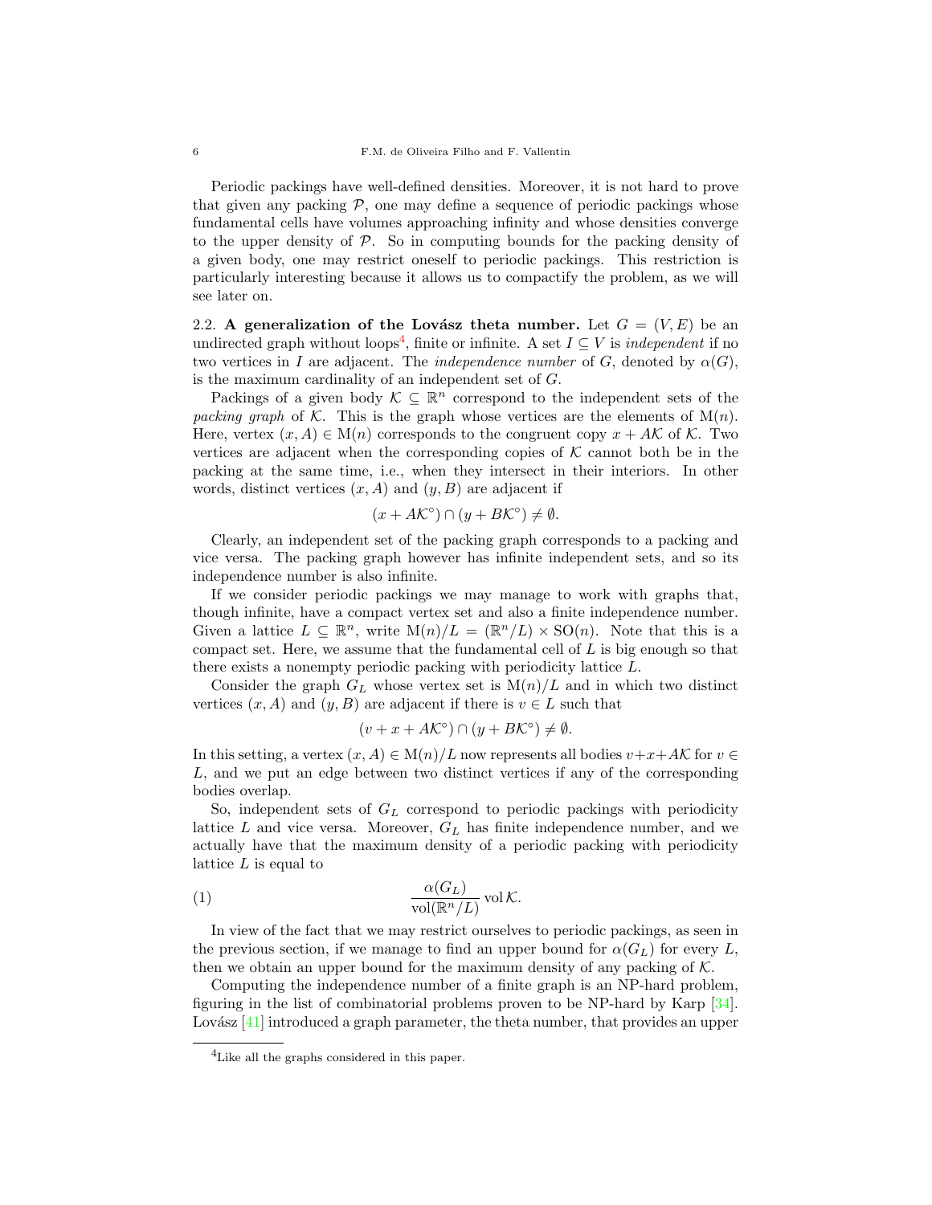Periodic packings have well-defined densities. Moreover, it is not hard to prove that given any packing $\mathcal{P}$, one may define a sequence of periodic packings whose fundamental cells have volumes approaching infinity and whose densities converge to the upper density of $\mathcal{P}$. So in computing bounds for the packing density of a given body, one may restrict oneself to periodic packings. This restriction is particularly interesting because it allows us to compactify the problem, as we will see later on.

2.2. **A generalization of the Lovász theta number.** Let $G = (V, E)$ be an undirected graph without loops[4], finite or infinite. A set $I \subseteq V$ is *independent* if no two vertices in $I$ are adjacent. The *independence number* of $G$, denoted by $\alpha(G)$, is the maximum cardinality of an independent set of $G$.

Packings of a given body $\mathcal{K} \subseteq \mathbb{R}^n$ correspond to the independent sets of the *packing graph* of $\mathcal{K}$. This is the graph whose vertices are the elements of $\mathrm{M}(n)$. Here, vertex $(x, A) \in \mathrm{M}(n)$ corresponds to the congruent copy $x + A\mathcal{K}$ of $\mathcal{K}$. Two vertices are adjacent when the corresponding copies of $\mathcal{K}$ cannot both be in the packing at the same time, i.e., when they intersect in their interiors. In other words, distinct vertices $(x, A)$ and $(y, B)$ are adjacent if

$$(x + A\mathcal{K}^\circ) \cap (y + B\mathcal{K}^\circ) \neq \emptyset.$$

Clearly, an independent set of the packing graph corresponds to a packing and vice versa. The packing graph however has infinite independent sets, and so its independence number is also infinite.

If we consider periodic packings we may manage to work with graphs that, though infinite, have a compact vertex set and also a finite independence number. Given a lattice $L \subseteq \mathbb{R}^n$, write $\mathrm{M}(n)/L = (\mathbb{R}^n/L) \times \mathrm{SO}(n)$. Note that this is a compact set. Here, we assume that the fundamental cell of $L$ is big enough so that there exists a nonempty periodic packing with periodicity lattice $L$.

Consider the graph $G_L$ whose vertex set is $\mathrm{M}(n)/L$ and in which two distinct vertices $(x, A)$ and $(y, B)$ are adjacent if there is $v \in L$ such that

$$(v + x + A\mathcal{K}^\circ) \cap (y + B\mathcal{K}^\circ) \neq \emptyset.$$

In this setting, a vertex $(x, A) \in \mathrm{M}(n)/L$ now represents all bodies $v + x + A\mathcal{K}$ for $v \in L$, and we put an edge between two distinct vertices if any of the corresponding bodies overlap.

So, independent sets of $G_L$ correspond to periodic packings with periodicity lattice $L$ and vice versa. Moreover, $G_L$ has finite independence number, and we actually have that the maximum density of a periodic packing with periodicity lattice $L$ is equal to

$$\frac{\alpha(G_L)}{\operatorname{vol}(\mathbb{R}^n/L)} \operatorname{vol} \mathcal{K}. \tag{1}$$

In view of the fact that we may restrict ourselves to periodic packings, as seen in the previous section, if we manage to find an upper bound for $\alpha(G_L)$ for every $L$, then we obtain an upper bound for the maximum density of any packing of $\mathcal{K}$.

Computing the independence number of a finite graph is an NP-hard problem, figuring in the list of combinatorial problems proven to be NP-hard by Karp [34]. Lovász [41] introduced a graph parameter, the theta number, that provides an upper

[4] Like all the graphs considered in this paper.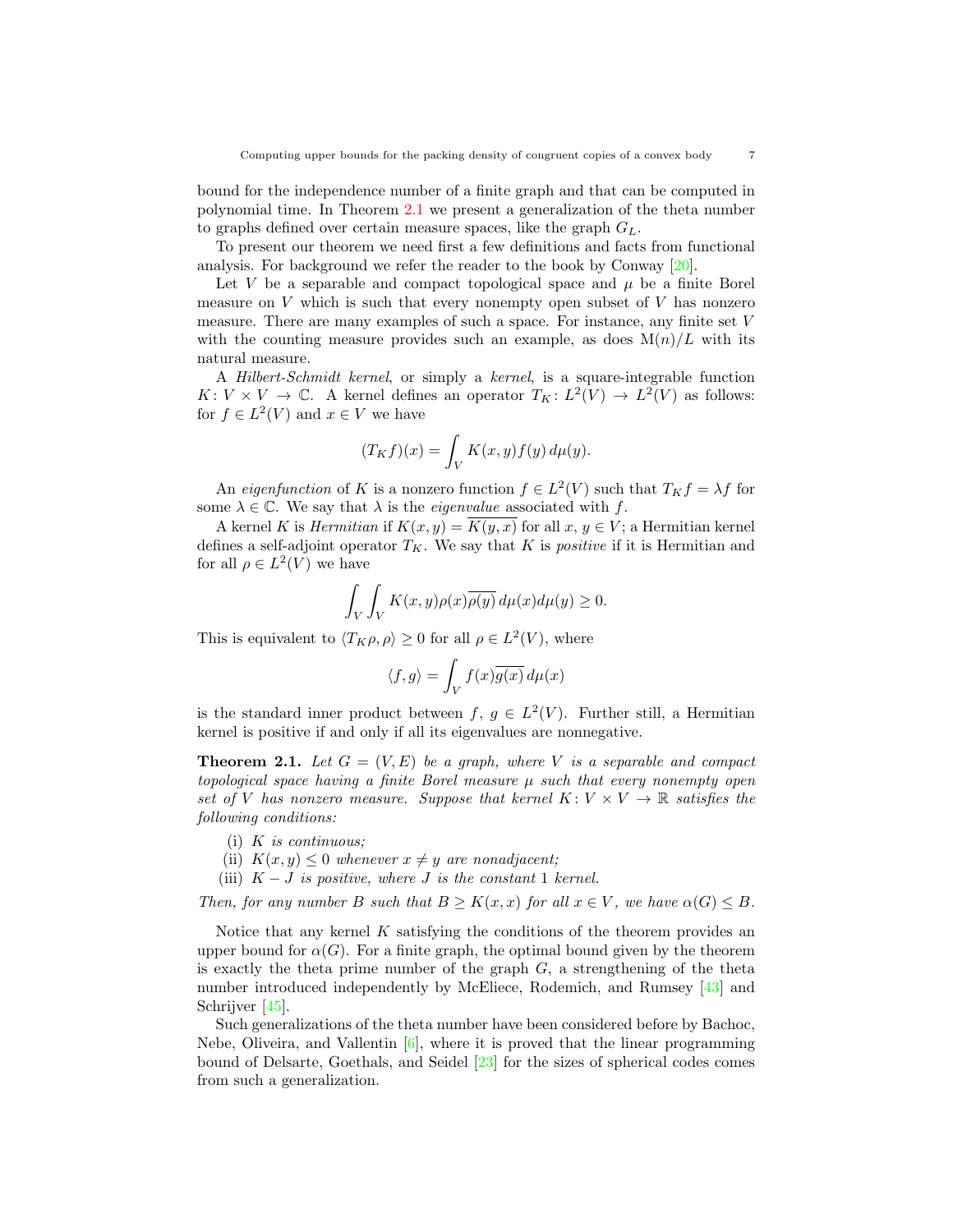bound for the independence number of a finite graph and that can be computed in polynomial time. In Theorem 2.1 we present a generalization of the theta number to graphs defined over certain measure spaces, like the graph $G_L$.

To present our theorem we need first a few definitions and facts from functional analysis. For background we refer the reader to the book by Conway [20].

Let $V$ be a separable and compact topological space and $\mu$ be a finite Borel measure on $V$ which is such that every nonempty open subset of $V$ has nonzero measure. There are many examples of such a space. For instance, any finite set $V$ with the counting measure provides such an example, as does $\mathrm{M}(n)/L$ with its natural measure.

A *Hilbert-Schmidt kernel*, or simply a *kernel*, is a square-integrable function $K\colon V \times V \to \mathbb{C}$. A kernel defines an operator $T_K\colon L^2(V) \to L^2(V)$ as follows: for $f \in L^2(V)$ and $x \in V$ we have

$$(T_K f)(x) = \int_V K(x,y) f(y)\, d\mu(y).$$

An *eigenfunction* of $K$ is a nonzero function $f \in L^2(V)$ such that $T_K f = \lambda f$ for some $\lambda \in \mathbb{C}$. We say that $\lambda$ is the *eigenvalue* associated with $f$.

A kernel $K$ is *Hermitian* if $K(x,y) = \overline{K(y,x)}$ for all $x, y \in V$; a Hermitian kernel defines a self-adjoint operator $T_K$. We say that $K$ is *positive* if it is Hermitian and for all $\rho \in L^2(V)$ we have

$$\int_V \int_V K(x,y)\rho(x)\overline{\rho(y)}\, d\mu(x) d\mu(y) \geq 0.$$

This is equivalent to $\langle T_K \rho, \rho \rangle \geq 0$ for all $\rho \in L^2(V)$, where

$$\langle f, g \rangle = \int_V f(x)\overline{g(x)}\, d\mu(x)$$

is the standard inner product between $f$, $g \in L^2(V)$. Further still, a Hermitian kernel is positive if and only if all its eigenvalues are nonnegative.

**Theorem 2.1.** *Let $G = (V, E)$ be a graph, where $V$ is a separable and compact topological space having a finite Borel measure $\mu$ such that every nonempty open set of $V$ has nonzero measure. Suppose that kernel $K\colon V \times V \to \mathbb{R}$ satisfies the following conditions:*

- (i) *$K$ is continuous;*
- (ii) *$K(x,y) \leq 0$ whenever $x \neq y$ are nonadjacent;*
- (iii) *$K - J$ is positive, where $J$ is the constant 1 kernel.*

*Then, for any number $B$ such that $B \geq K(x,x)$ for all $x \in V$, we have $\alpha(G) \leq B$.*

Notice that any kernel $K$ satisfying the conditions of the theorem provides an upper bound for $\alpha(G)$. For a finite graph, the optimal bound given by the theorem is exactly the theta prime number of the graph $G$, a strengthening of the theta number introduced independently by McEliece, Rodemich, and Rumsey [43] and Schrijver [45].

Such generalizations of the theta number have been considered before by Bachoc, Nebe, Oliveira, and Vallentin [6], where it is proved that the linear programming bound of Delsarte, Goethals, and Seidel [23] for the sizes of spherical codes comes from such a generalization.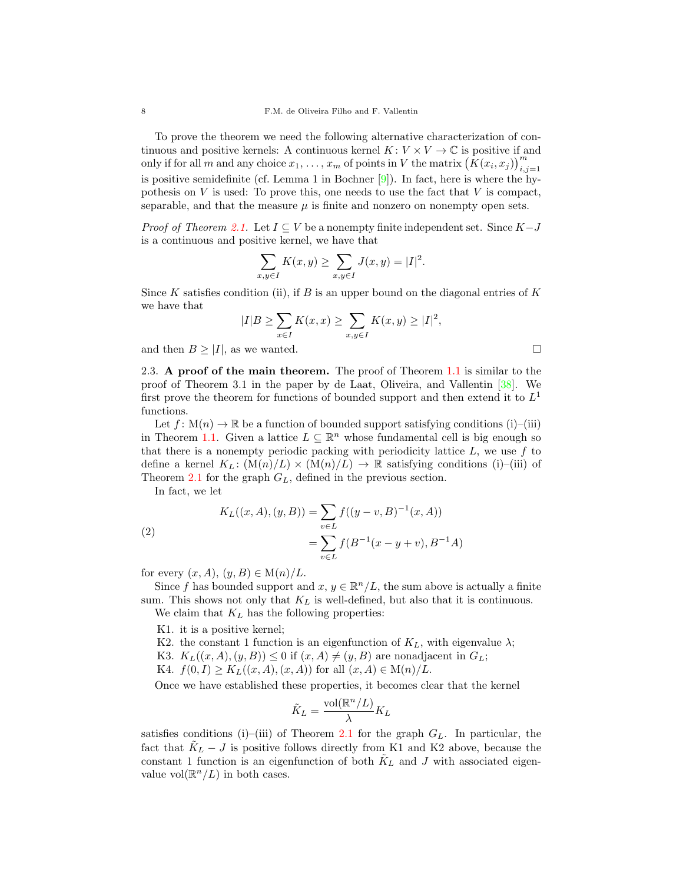To prove the theorem we need the following alternative characterization of continuous and positive kernels: A continuous kernel $K\colon V \times V \to \mathbb{C}$ is positive if and only if for all $m$ and any choice $x_1, \ldots, x_m$ of points in $V$ the matrix $\big(K(x_i, x_j)\big)_{i,j=1}^m$ is positive semidefinite (cf. Lemma 1 in Bochner [9]). In fact, here is where the hypothesis on $V$ is used: To prove this, one needs to use the fact that $V$ is compact, separable, and that the measure $\mu$ is finite and nonzero on nonempty open sets.

*Proof of Theorem 2.1.* Let $I \subseteq V$ be a nonempty finite independent set. Since $K - J$ is a continuous and positive kernel, we have that

$$\sum_{x,y \in I} K(x, y) \geq \sum_{x,y \in I} J(x, y) = |I|^2.$$

Since $K$ satisfies condition (ii), if $B$ is an upper bound on the diagonal entries of $K$ we have that

$$|I|B \geq \sum_{x \in I} K(x, x) \geq \sum_{x,y \in I} K(x, y) \geq |I|^2,$$

and then $B \geq |I|$, as we wanted. □

2.3. **A proof of the main theorem.** The proof of Theorem 1.1 is similar to the proof of Theorem 3.1 in the paper by de Laat, Oliveira, and Vallentin [38]. We first prove the theorem for functions of bounded support and then extend it to $L^1$ functions.

Let $f\colon \mathrm{M}(n) \to \mathbb{R}$ be a function of bounded support satisfying conditions (i)–(iii) in Theorem 1.1. Given a lattice $L \subseteq \mathbb{R}^n$ whose fundamental cell is big enough so that there is a nonempty periodic packing with periodicity lattice $L$, we use $f$ to define a kernel $K_L\colon (\mathrm{M}(n)/L) \times (\mathrm{M}(n)/L) \to \mathbb{R}$ satisfying conditions (i)–(iii) of Theorem 2.1 for the graph $G_L$, defined in the previous section.

In fact, we let

$$\begin{aligned} K_L((x, A), (y, B)) &= \sum_{v \in L} f((y - v, B)^{-1}(x, A)) \\ &= \sum_{v \in L} f(B^{-1}(x - y + v), B^{-1}A) \end{aligned} \tag{2}$$

for every $(x, A)$, $(y, B) \in \mathrm{M}(n)/L$.

Since $f$ has bounded support and $x$, $y \in \mathbb{R}^n/L$, the sum above is actually a finite sum. This shows not only that $K_L$ is well-defined, but also that it is continuous.

We claim that $K_L$ has the following properties:

- K1. it is a positive kernel;
- K2. the constant 1 function is an eigenfunction of $K_L$, with eigenvalue $\lambda$;
- K3. $K_L((x, A), (y, B)) \leq 0$ if $(x, A) \neq (y, B)$ are nonadjacent in $G_L$;
- K4. $f(0, I) \geq K_L((x, A), (x, A))$ for all $(x, A) \in \mathrm{M}(n)/L$.

Once we have established these properties, it becomes clear that the kernel

$$\tilde{K}_L = \frac{\mathrm{vol}(\mathbb{R}^n/L)}{\lambda} K_L$$

satisfies conditions (i)–(iii) of Theorem 2.1 for the graph $G_L$. In particular, the fact that $\tilde{K}_L - J$ is positive follows directly from K1 and K2 above, because the constant 1 function is an eigenfunction of both $\tilde{K}_L$ and $J$ with associated eigenvalue $\mathrm{vol}(\mathbb{R}^n/L)$ in both cases.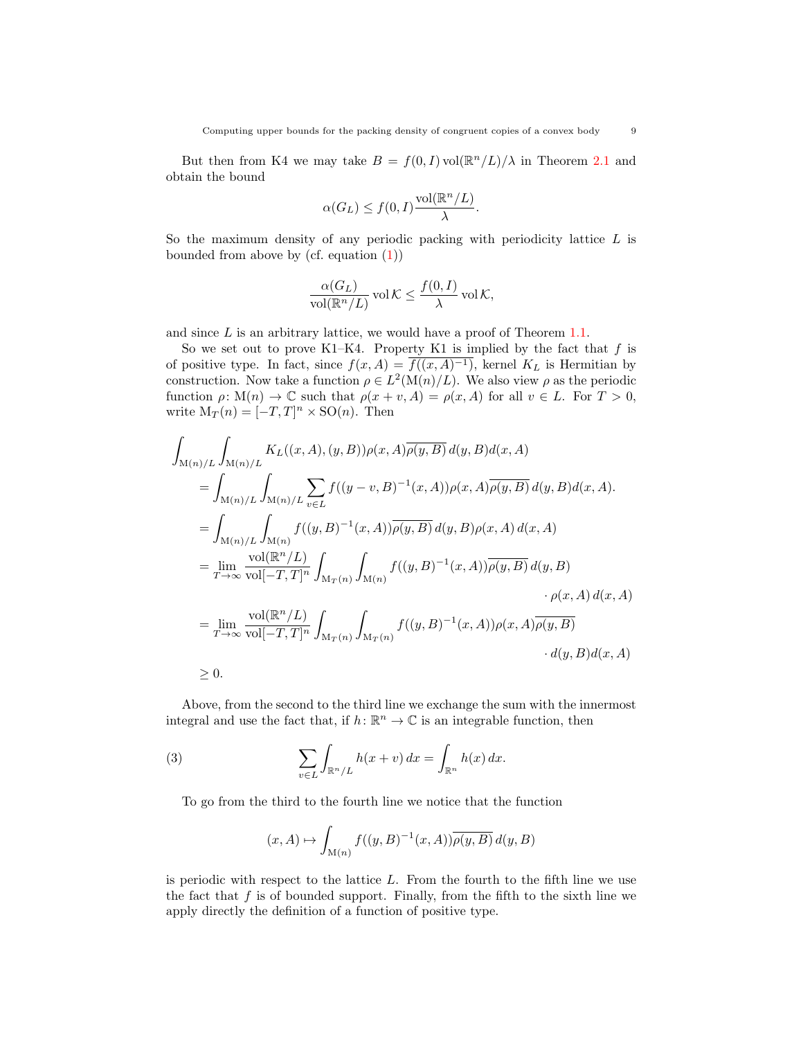But then from K4 we may take $B = f(0, I) \operatorname{vol}(\mathbb{R}^n/L)/\lambda$ in Theorem 2.1 and obtain the bound

$$\alpha(G_L) \le f(0, I) \frac{\operatorname{vol}(\mathbb{R}^n/L)}{\lambda}.$$

So the maximum density of any periodic packing with periodicity lattice $L$ is bounded from above by (cf. equation (1))

$$\frac{\alpha(G_L)}{\operatorname{vol}(\mathbb{R}^n/L)} \operatorname{vol} \mathcal{K} \le \frac{f(0, I)}{\lambda} \operatorname{vol} \mathcal{K},$$

and since $L$ is an arbitrary lattice, we would have a proof of Theorem 1.1.

So we set out to prove K1–K4. Property K1 is implied by the fact that $f$ is of positive type. In fact, since $f(x, A) = \overline{f((x, A)^{-1})}$, kernel $K_L$ is Hermitian by construction. Now take a function $\rho \in L^2(\mathrm{M}(n)/L)$. We also view $\rho$ as the periodic function $\rho \colon \mathrm{M}(n) \to \mathbb{C}$ such that $\rho(x + v, A) = \rho(x, A)$ for all $v \in L$. For $T > 0$, write $\mathrm{M}_T(n) = [-T, T]^n \times \mathrm{SO}(n)$. Then

$$\begin{aligned}
&\int_{\mathrm{M}(n)/L} \int_{\mathrm{M}(n)/L} K_L((x, A), (y, B)) \rho(x, A) \overline{\rho(y, B)} \, d(y, B) d(x, A) \\
&\quad = \int_{\mathrm{M}(n)/L} \int_{\mathrm{M}(n)/L} \sum_{v \in L} f((y - v, B)^{-1}(x, A)) \rho(x, A) \overline{\rho(y, B)} \, d(y, B) d(x, A). \\
&\quad = \int_{\mathrm{M}(n)/L} \int_{\mathrm{M}(n)} f((y, B)^{-1}(x, A)) \overline{\rho(y, B)} \, d(y, B) \rho(x, A) \, d(x, A) \\
&\quad = \lim_{T \to \infty} \frac{\operatorname{vol}(\mathbb{R}^n/L)}{\operatorname{vol}[-T, T]^n} \int_{\mathrm{M}_T(n)} \int_{\mathrm{M}(n)} f((y, B)^{-1}(x, A)) \overline{\rho(y, B)} \, d(y, B) \\
&\qquad\qquad \cdot \rho(x, A) \, d(x, A) \\
&\quad = \lim_{T \to \infty} \frac{\operatorname{vol}(\mathbb{R}^n/L)}{\operatorname{vol}[-T, T]^n} \int_{\mathrm{M}_T(n)} \int_{\mathrm{M}_T(n)} f((y, B)^{-1}(x, A)) \rho(x, A) \overline{\rho(y, B)} \\
&\qquad\qquad \cdot d(y, B) d(x, A) \\
&\quad \ge 0.
\end{aligned}$$

Above, from the second to the third line we exchange the sum with the innermost integral and use the fact that, if $h \colon \mathbb{R}^n \to \mathbb{C}$ is an integrable function, then

$$\sum_{v \in L} \int_{\mathbb{R}^n/L} h(x + v) \, dx = \int_{\mathbb{R}^n} h(x) \, dx. \tag{3}$$

To go from the third to the fourth line we notice that the function

$$(x, A) \mapsto \int_{\mathrm{M}(n)} f((y, B)^{-1}(x, A)) \overline{\rho(y, B)} \, d(y, B)$$

is periodic with respect to the lattice $L$. From the fourth to the fifth line we use the fact that $f$ is of bounded support. Finally, from the fifth to the sixth line we apply directly the definition of a function of positive type.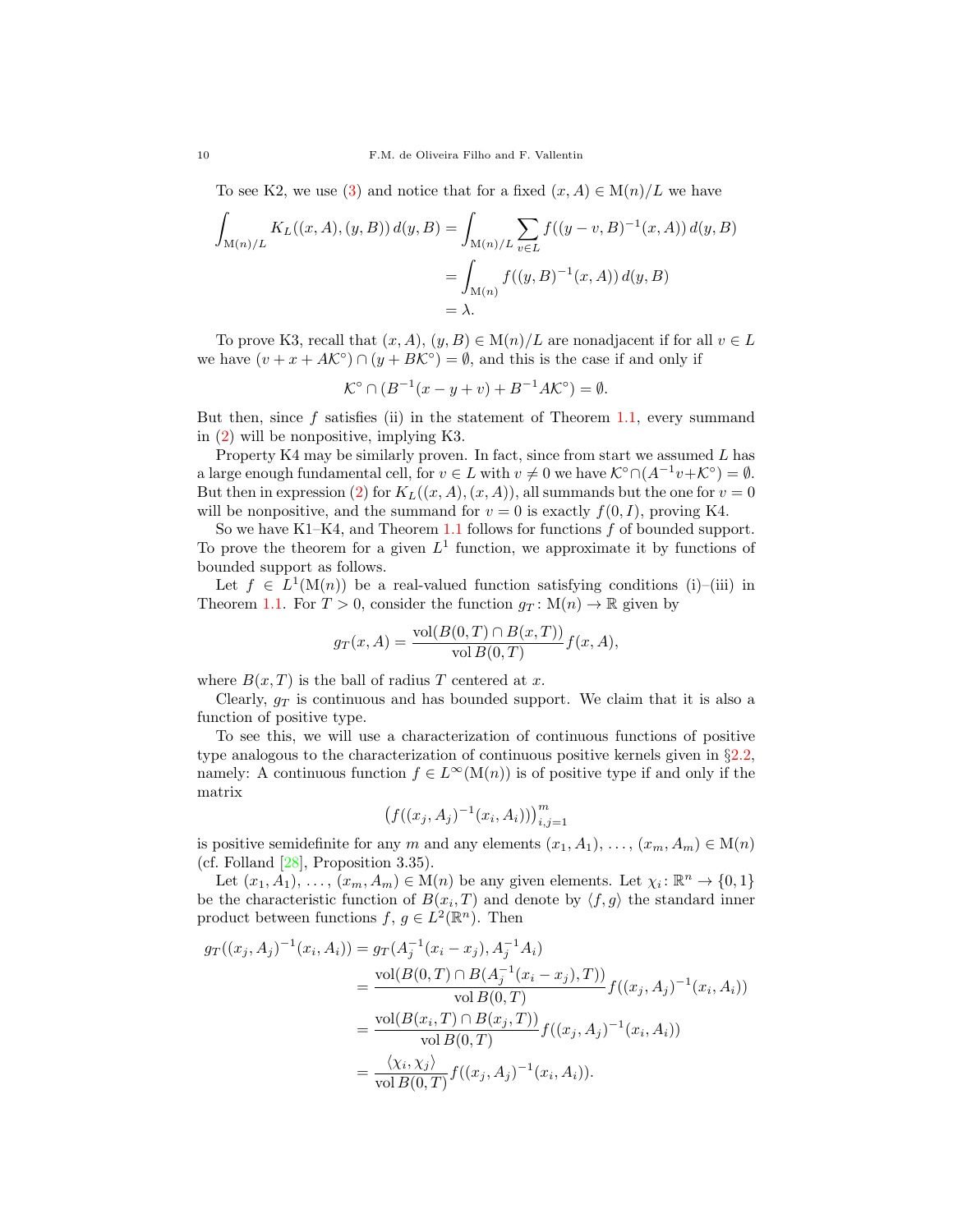To see K2, we use (3) and notice that for a fixed $(x, A) \in \mathrm{M}(n)/L$ we have

$$
\begin{aligned}
\int_{\mathrm{M}(n)/L} K_L((x, A), (y, B))\, d(y, B) &= \int_{\mathrm{M}(n)/L} \sum_{v \in L} f((y - v, B)^{-1}(x, A))\, d(y, B) \\
&= \int_{\mathrm{M}(n)} f((y, B)^{-1}(x, A))\, d(y, B) \\
&= \lambda.
\end{aligned}
$$

To prove K3, recall that $(x, A)$, $(y, B) \in \mathrm{M}(n)/L$ are nonadjacent if for all $v \in L$ we have $(v + x + A\mathcal{K}^\circ) \cap (y + B\mathcal{K}^\circ) = \emptyset$, and this is the case if and only if

$$
\mathcal{K}^\circ \cap (B^{-1}(x - y + v) + B^{-1}A\mathcal{K}^\circ) = \emptyset.
$$

But then, since $f$ satisfies (ii) in the statement of Theorem 1.1, every summand in (2) will be nonpositive, implying K3.

Property K4 may be similarly proven. In fact, since from start we assumed $L$ has a large enough fundamental cell, for $v \in L$ with $v \neq 0$ we have $\mathcal{K}^\circ \cap (A^{-1}v + \mathcal{K}^\circ) = \emptyset$. But then in expression (2) for $K_L((x, A), (x, A))$, all summands but the one for $v = 0$ will be nonpositive, and the summand for $v = 0$ is exactly $f(0, I)$, proving K4.

So we have K1–K4, and Theorem 1.1 follows for functions $f$ of bounded support. To prove the theorem for a given $L^1$ function, we approximate it by functions of bounded support as follows.

Let $f \in L^1(\mathrm{M}(n))$ be a real-valued function satisfying conditions (i)–(iii) in Theorem 1.1. For $T > 0$, consider the function $g_T\colon \mathrm{M}(n) \to \mathbb{R}$ given by

$$
g_T(x, A) = \frac{\mathrm{vol}(B(0, T) \cap B(x, T))}{\mathrm{vol}\, B(0, T)} f(x, A),
$$

where $B(x, T)$ is the ball of radius $T$ centered at $x$.

Clearly, $g_T$ is continuous and has bounded support. We claim that it is also a function of positive type.

To see this, we will use a characterization of continuous functions of positive type analogous to the characterization of continuous positive kernels given in §2.2, namely: A continuous function $f \in L^\infty(\mathrm{M}(n))$ is of positive type if and only if the matrix

$$
\big(f((x_j, A_j)^{-1}(x_i, A_i))\big)_{i,j=1}^m
$$

is positive semidefinite for any $m$ and any elements $(x_1, A_1), \ldots, (x_m, A_m) \in \mathrm{M}(n)$ (cf. Folland [28], Proposition 3.35).

Let $(x_1, A_1), \ldots, (x_m, A_m) \in \mathrm{M}(n)$ be any given elements. Let $\chi_i\colon \mathbb{R}^n \to \{0, 1\}$ be the characteristic function of $B(x_i, T)$ and denote by $\langle f, g\rangle$ the standard inner product between functions $f$, $g \in L^2(\mathbb{R}^n)$. Then

$$
\begin{aligned}
g_T((x_j, A_j)^{-1}(x_i, A_i)) &= g_T(A_j^{-1}(x_i - x_j), A_j^{-1}A_i) \\
&= \frac{\mathrm{vol}(B(0, T) \cap B(A_j^{-1}(x_i - x_j), T))}{\mathrm{vol}\, B(0, T)} f((x_j, A_j)^{-1}(x_i, A_i)) \\
&= \frac{\mathrm{vol}(B(x_i, T) \cap B(x_j, T))}{\mathrm{vol}\, B(0, T)} f((x_j, A_j)^{-1}(x_i, A_i)) \\
&= \frac{\langle \chi_i, \chi_j \rangle}{\mathrm{vol}\, B(0, T)} f((x_j, A_j)^{-1}(x_i, A_i)).
\end{aligned}
$$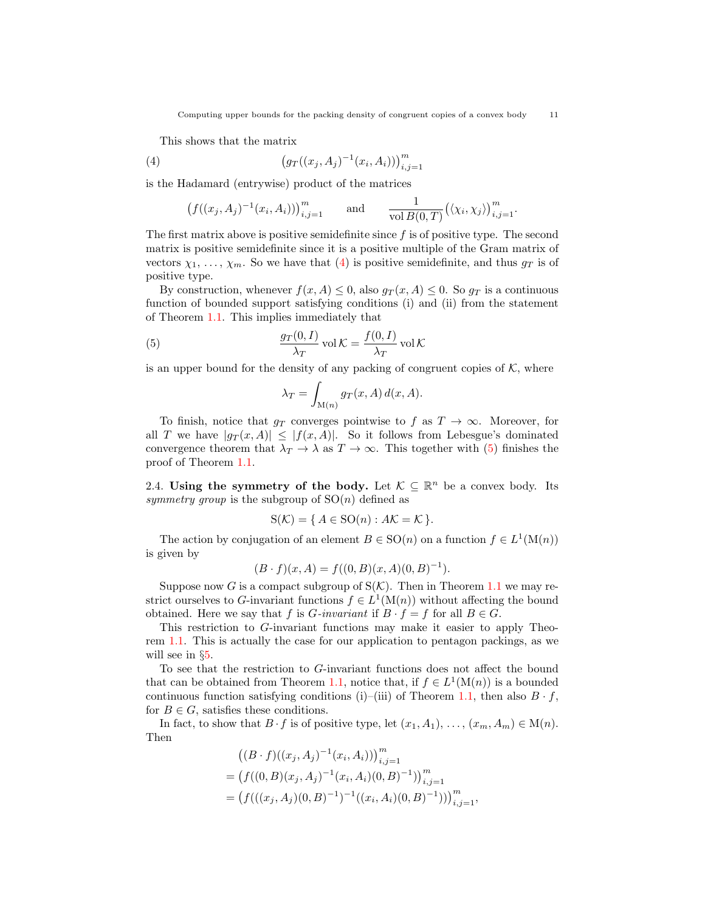This shows that the matrix

$$\big(g_T((x_j, A_j)^{-1}(x_i, A_i))\big)_{i,j=1}^m \tag{4}$$

is the Hadamard (entrywise) product of the matrices

$$\big(f((x_j, A_j)^{-1}(x_i, A_i))\big)_{i,j=1}^m \qquad \text{and} \qquad \frac{1}{\operatorname{vol} B(0,T)}\big(\langle \chi_i, \chi_j\rangle\big)_{i,j=1}^m.$$

The first matrix above is positive semidefinite since $f$ is of positive type. The second matrix is positive semidefinite since it is a positive multiple of the Gram matrix of vectors $\chi_1, \ldots, \chi_m$. So we have that (4) is positive semidefinite, and thus $g_T$ is of positive type.

By construction, whenever $f(x, A) \leq 0$, also $g_T(x, A) \leq 0$. So $g_T$ is a continuous function of bounded support satisfying conditions (i) and (ii) from the statement of Theorem 1.1. This implies immediately that

$$\frac{g_T(0, I)}{\lambda_T} \operatorname{vol} \mathcal{K} = \frac{f(0, I)}{\lambda_T} \operatorname{vol} \mathcal{K} \tag{5}$$

is an upper bound for the density of any packing of congruent copies of $\mathcal{K}$, where

$$\lambda_T = \int_{\mathrm{M}(n)} g_T(x, A)\, d(x, A).$$

To finish, notice that $g_T$ converges pointwise to $f$ as $T \to \infty$. Moreover, for all $T$ we have $|g_T(x, A)| \leq |f(x, A)|$. So it follows from Lebesgue's dominated convergence theorem that $\lambda_T \to \lambda$ as $T \to \infty$. This together with (5) finishes the proof of Theorem 1.1.

2.4. **Using the symmetry of the body.** Let $\mathcal{K} \subseteq \mathbb{R}^n$ be a convex body. Its *symmetry group* is the subgroup of $\mathrm{SO}(n)$ defined as

$$\mathrm{S}(\mathcal{K}) = \{\, A \in \mathrm{SO}(n) : A\mathcal{K} = \mathcal{K} \,\}.$$

The action by conjugation of an element $B \in \mathrm{SO}(n)$ on a function $f \in L^1(\mathrm{M}(n))$ is given by

$$(B \cdot f)(x, A) = f((0, B)(x, A)(0, B)^{-1}).$$

Suppose now $G$ is a compact subgroup of $\mathrm{S}(\mathcal{K})$. Then in Theorem 1.1 we may restrict ourselves to $G$-invariant functions $f \in L^1(\mathrm{M}(n))$ without affecting the bound obtained. Here we say that $f$ is *$G$-invariant* if $B \cdot f = f$ for all $B \in G$.

This restriction to $G$-invariant functions may make it easier to apply Theorem 1.1. This is actually the case for our application to pentagon packings, as we will see in §5.

To see that the restriction to $G$-invariant functions does not affect the bound that can be obtained from Theorem 1.1, notice that, if $f \in L^1(\mathrm{M}(n))$ is a bounded continuous function satisfying conditions (i)–(iii) of Theorem 1.1, then also $B \cdot f$, for $B \in G$, satisfies these conditions.

In fact, to show that $B \cdot f$ is of positive type, let $(x_1, A_1), \ldots, (x_m, A_m) \in \mathrm{M}(n)$. Then

$$\begin{aligned}
&\big((B \cdot f)((x_j, A_j)^{-1}(x_i, A_i))\big)_{i,j=1}^m \\
&= \big(f((0, B)(x_j, A_j)^{-1}(x_i, A_i)(0, B)^{-1})\big)_{i,j=1}^m \\
&= \big(f(((x_j, A_j)(0, B)^{-1})^{-1}((x_i, A_i)(0, B)^{-1}))\big)_{i,j=1}^m,
\end{aligned}$$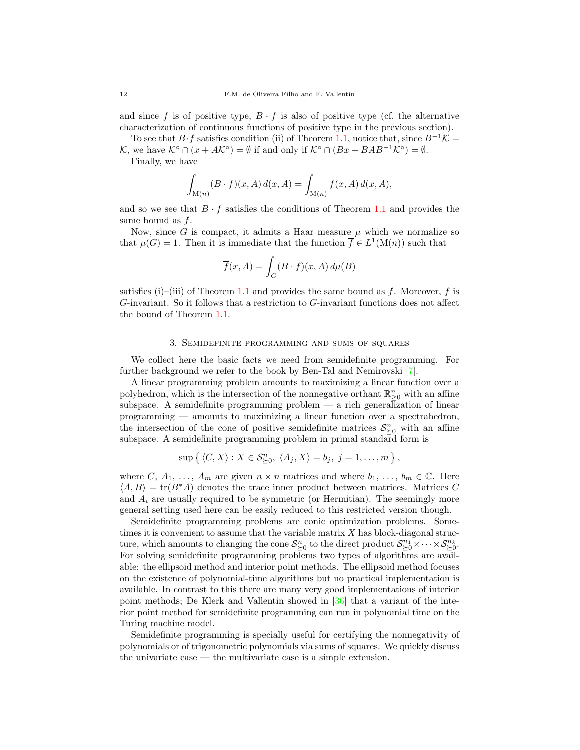and since $f$ is of positive type, $B \cdot f$ is also of positive type (cf. the alternative characterization of continuous functions of positive type in the previous section).

To see that $B \cdot f$ satisfies condition (ii) of Theorem 1.1, notice that, since $B^{-1}\mathcal{K} = \mathcal{K}$, we have $\mathcal{K}^\circ \cap (x + A\mathcal{K}^\circ) = \emptyset$ if and only if $\mathcal{K}^\circ \cap (Bx + BAB^{-1}\mathcal{K}^\circ) = \emptyset$.

Finally, we have

$$\int_{\mathrm{M}(n)} (B \cdot f)(x, A)\, d(x, A) = \int_{\mathrm{M}(n)} f(x, A)\, d(x, A),$$

and so we see that $B \cdot f$ satisfies the conditions of Theorem 1.1 and provides the same bound as $f$.

Now, since $G$ is compact, it admits a Haar measure $\mu$ which we normalize so that $\mu(G) = 1$. Then it is immediate that the function $\overline{f} \in L^1(\mathrm{M}(n))$ such that

$$\overline{f}(x, A) = \int_G (B \cdot f)(x, A)\, d\mu(B)$$

satisfies (i)–(iii) of Theorem 1.1 and provides the same bound as $f$. Moreover, $\overline{f}$ is $G$-invariant. So it follows that a restriction to $G$-invariant functions does not affect the bound of Theorem 1.1.

## 3. Semidefinite programming and sums of squares

We collect here the basic facts we need from semidefinite programming. For further background we refer to the book by Ben-Tal and Nemirovski [7].

A linear programming problem amounts to maximizing a linear function over a polyhedron, which is the intersection of the nonnegative orthant $\mathbb{R}^n_{\geq 0}$ with an affine subspace. A semidefinite programming problem — a rich generalization of linear programming — amounts to maximizing a linear function over a spectrahedron, the intersection of the cone of positive semidefinite matrices $\mathcal{S}^n_{\succeq 0}$ with an affine subspace. A semidefinite programming problem in primal standard form is

$$\sup \left\{ \langle C, X \rangle : X \in \mathcal{S}^n_{\succeq 0},\ \langle A_j, X \rangle = b_j,\ j = 1, \ldots, m \right\},$$

where $C$, $A_1$, $\ldots$, $A_m$ are given $n \times n$ matrices and where $b_1$, $\ldots$, $b_m \in \mathbb{C}$. Here $\langle A, B \rangle = \operatorname{tr}(B^* A)$ denotes the trace inner product between matrices. Matrices $C$ and $A_i$ are usually required to be symmetric (or Hermitian). The seemingly more general setting used here can be easily reduced to this restricted version though.

Semidefinite programming problems are conic optimization problems. Sometimes it is convenient to assume that the variable matrix $X$ has block-diagonal structure, which amounts to changing the cone $\mathcal{S}^n_{\succeq 0}$ to the direct product $\mathcal{S}^{n_1}_{\succeq 0} \times \cdots \times \mathcal{S}^{n_k}_{\succeq 0}$. For solving semidefinite programming problems two types of algorithms are available: the ellipsoid method and interior point methods. The ellipsoid method focuses on the existence of polynomial-time algorithms but no practical implementation is available. In contrast to this there are many very good implementations of interior point methods; De Klerk and Vallentin showed in [36] that a variant of the interior point method for semidefinite programming can run in polynomial time on the Turing machine model.

Semidefinite programming is specially useful for certifying the nonnegativity of polynomials or of trigonometric polynomials via sums of squares. We quickly discuss the univariate case — the multivariate case is a simple extension.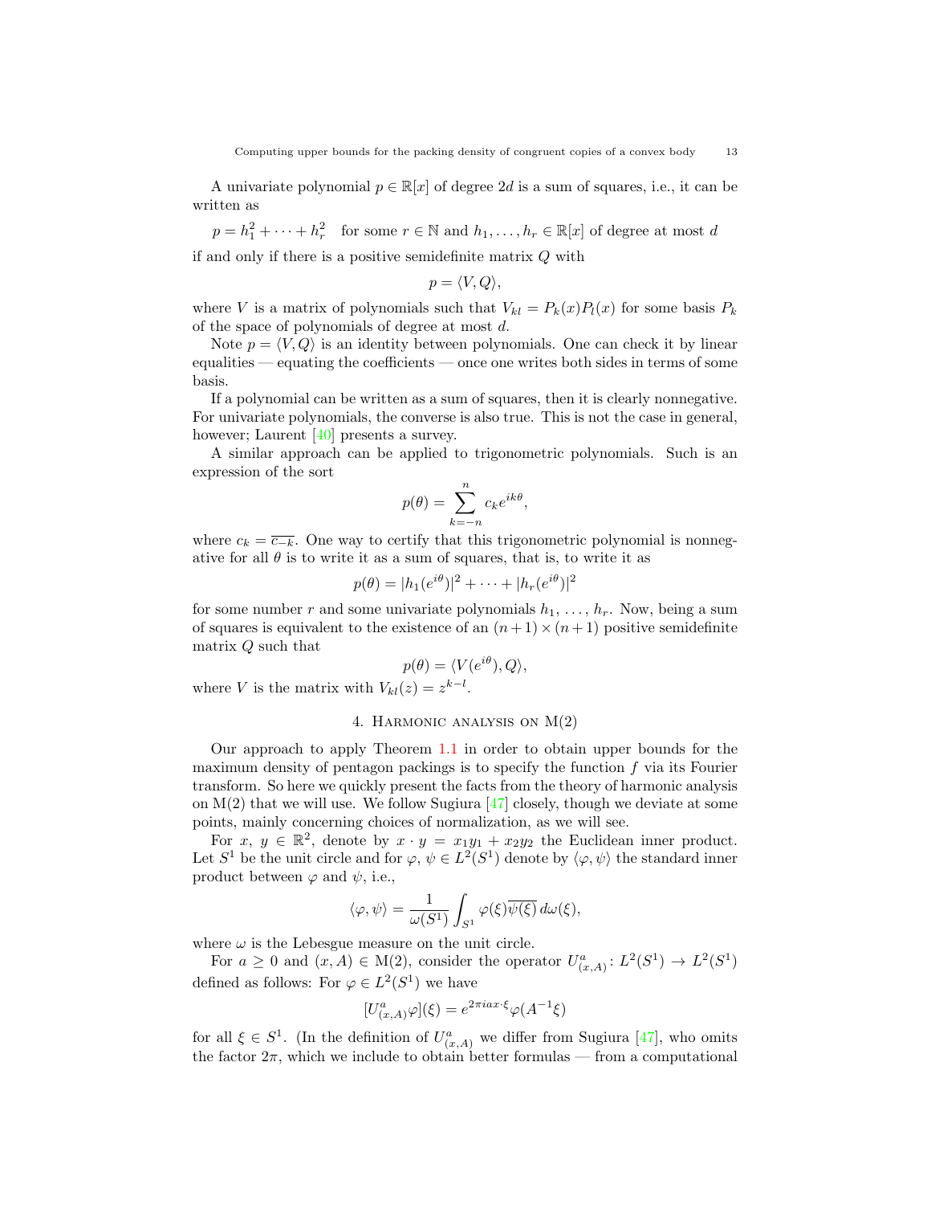A univariate polynomial $p \in \mathbb{R}[x]$ of degree $2d$ is a sum of squares, i.e., it can be written as

$$p = h_1^2 + \cdots + h_r^2 \quad \text{for some } r \in \mathbb{N} \text{ and } h_1, \ldots, h_r \in \mathbb{R}[x] \text{ of degree at most } d$$

if and only if there is a positive semidefinite matrix $Q$ with

$$p = \langle V, Q \rangle,$$

where $V$ is a matrix of polynomials such that $V_{kl} = P_k(x)P_l(x)$ for some basis $P_k$ of the space of polynomials of degree at most $d$.

Note $p = \langle V, Q \rangle$ is an identity between polynomials. One can check it by linear equalities — equating the coefficients — once one writes both sides in terms of some basis.

If a polynomial can be written as a sum of squares, then it is clearly nonnegative. For univariate polynomials, the converse is also true. This is not the case in general, however; Laurent [40] presents a survey.

A similar approach can be applied to trigonometric polynomials. Such is an expression of the sort

$$p(\theta) = \sum_{k=-n}^{n} c_k e^{ik\theta},$$

where $c_k = \overline{c_{-k}}$. One way to certify that this trigonometric polynomial is nonnegative for all $\theta$ is to write it as a sum of squares, that is, to write it as

$$p(\theta) = |h_1(e^{i\theta})|^2 + \cdots + |h_r(e^{i\theta})|^2$$

for some number $r$ and some univariate polynomials $h_1, \ldots, h_r$. Now, being a sum of squares is equivalent to the existence of an $(n+1) \times (n+1)$ positive semidefinite matrix $Q$ such that

$$p(\theta) = \langle V(e^{i\theta}), Q \rangle,$$

where $V$ is the matrix with $V_{kl}(z) = z^{k-l}$.

## 4. Harmonic analysis on M(2)

Our approach to apply Theorem 1.1 in order to obtain upper bounds for the maximum density of pentagon packings is to specify the function $f$ via its Fourier transform. So here we quickly present the facts from the theory of harmonic analysis on M(2) that we will use. We follow Sugiura [47] closely, though we deviate at some points, mainly concerning choices of normalization, as we will see.

For $x$, $y \in \mathbb{R}^2$, denote by $x \cdot y = x_1 y_1 + x_2 y_2$ the Euclidean inner product. Let $S^1$ be the unit circle and for $\varphi$, $\psi \in L^2(S^1)$ denote by $\langle \varphi, \psi \rangle$ the standard inner product between $\varphi$ and $\psi$, i.e.,

$$\langle \varphi, \psi \rangle = \frac{1}{\omega(S^1)} \int_{S^1} \varphi(\xi)\overline{\psi(\xi)}\, d\omega(\xi),$$

where $\omega$ is the Lebesgue measure on the unit circle.

For $a \geq 0$ and $(x, A) \in \mathrm{M}(2)$, consider the operator $U^a_{(x,A)} \colon L^2(S^1) \to L^2(S^1)$ defined as follows: For $\varphi \in L^2(S^1)$ we have

$$[U^a_{(x,A)}\varphi](\xi) = e^{2\pi i a x \cdot \xi}\varphi(A^{-1}\xi)$$

for all $\xi \in S^1$. (In the definition of $U^a_{(x,A)}$ we differ from Sugiura [47], who omits the factor $2\pi$, which we include to obtain better formulas — from a computational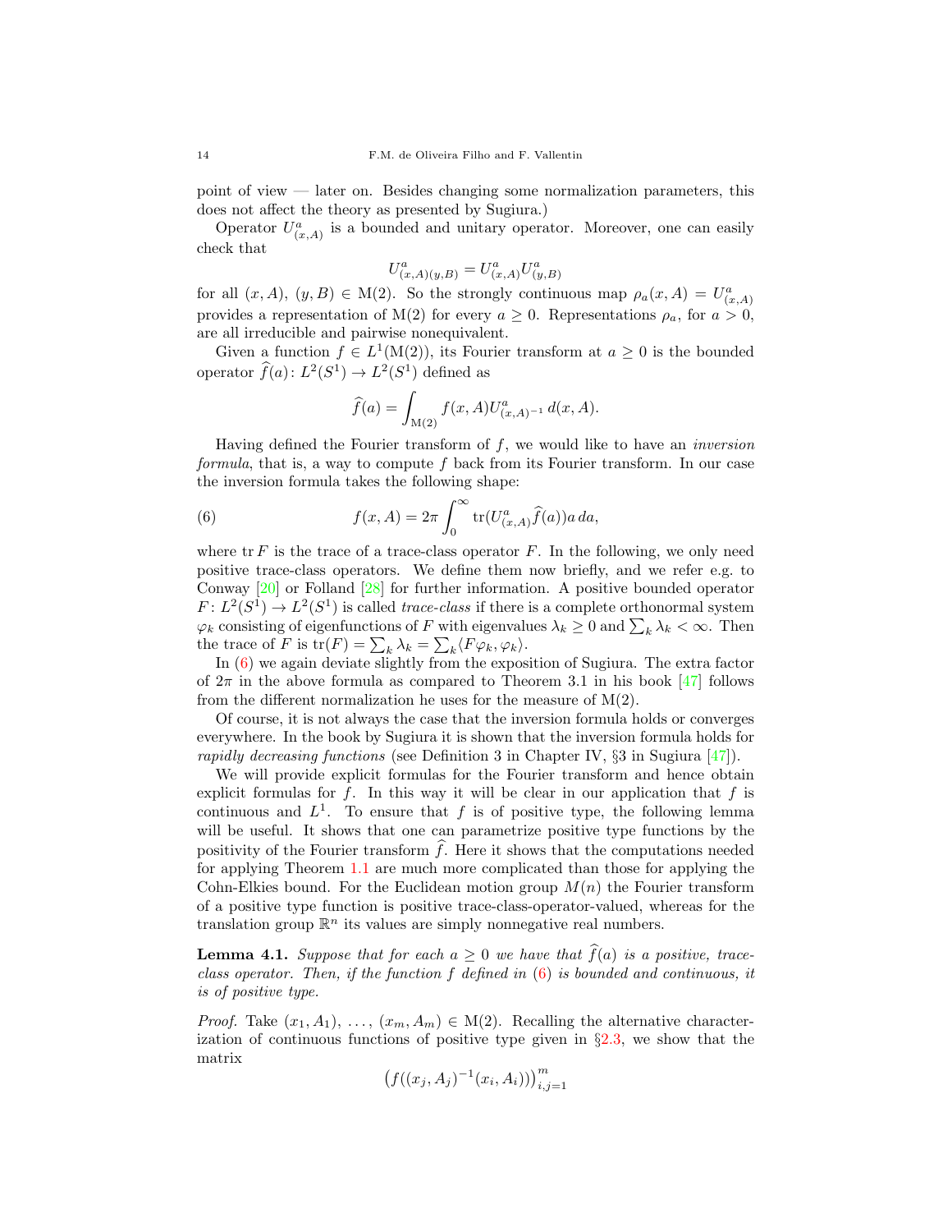point of view — later on. Besides changing some normalization parameters, this does not affect the theory as presented by Sugiura.)

Operator $U^a_{(x,A)}$ is a bounded and unitary operator. Moreover, one can easily check that

$$U^a_{(x,A)(y,B)} = U^a_{(x,A)} U^a_{(y,B)}$$

for all $(x, A)$, $(y, B) \in \mathrm{M}(2)$. So the strongly continuous map $\rho_a(x, A) = U^a_{(x,A)}$ provides a representation of $\mathrm{M}(2)$ for every $a \geq 0$. Representations $\rho_a$, for $a > 0$, are all irreducible and pairwise nonequivalent.

Given a function $f \in L^1(\mathrm{M}(2))$, its Fourier transform at $a \geq 0$ is the bounded operator $\widehat{f}(a)\colon L^2(S^1) \to L^2(S^1)$ defined as

$$\widehat{f}(a) = \int_{\mathrm{M}(2)} f(x, A) U^a_{(x,A)^{-1}} \, d(x, A).$$

Having defined the Fourier transform of $f$, we would like to have an *inversion formula*, that is, a way to compute $f$ back from its Fourier transform. In our case the inversion formula takes the following shape:

$$f(x, A) = 2\pi \int_0^\infty \operatorname{tr}(U^a_{(x,A)} \widehat{f}(a)) a \, da, \tag{6}$$

where $\operatorname{tr} F$ is the trace of a trace-class operator $F$. In the following, we only need positive trace-class operators. We define them now briefly, and we refer e.g. to Conway [20] or Folland [28] for further information. A positive bounded operator $F\colon L^2(S^1) \to L^2(S^1)$ is called *trace-class* if there is a complete orthonormal system $\varphi_k$ consisting of eigenfunctions of $F$ with eigenvalues $\lambda_k \geq 0$ and $\sum_k \lambda_k < \infty$. Then the trace of $F$ is $\operatorname{tr}(F) = \sum_k \lambda_k = \sum_k \langle F\varphi_k, \varphi_k \rangle$.

In (6) we again deviate slightly from the exposition of Sugiura. The extra factor of $2\pi$ in the above formula as compared to Theorem 3.1 in his book [47] follows from the different normalization he uses for the measure of $\mathrm{M}(2)$.

Of course, it is not always the case that the inversion formula holds or converges everywhere. In the book by Sugiura it is shown that the inversion formula holds for *rapidly decreasing functions* (see Definition 3 in Chapter IV, §3 in Sugiura [47]).

We will provide explicit formulas for the Fourier transform and hence obtain explicit formulas for $f$. In this way it will be clear in our application that $f$ is continuous and $L^1$. To ensure that $f$ is of positive type, the following lemma will be useful. It shows that one can parametrize positive type functions by the positivity of the Fourier transform $\widehat{f}$. Here it shows that the computations needed for applying Theorem 1.1 are much more complicated than those for applying the Cohn-Elkies bound. For the Euclidean motion group $M(n)$ the Fourier transform of a positive type function is positive trace-class-operator-valued, whereas for the translation group $\mathbb{R}^n$ its values are simply nonnegative real numbers.

**Lemma 4.1.** *Suppose that for each $a \geq 0$ we have that $\widehat{f}(a)$ is a positive, trace-class operator. Then, if the function $f$ defined in (6) is bounded and continuous, it is of positive type.*

*Proof.* Take $(x_1, A_1), \ldots, (x_m, A_m) \in \mathrm{M}(2)$. Recalling the alternative characterization of continuous functions of positive type given in §2.3, we show that the matrix

$$\big(f((x_j, A_j)^{-1}(x_i, A_i))\big)_{i,j=1}^m$$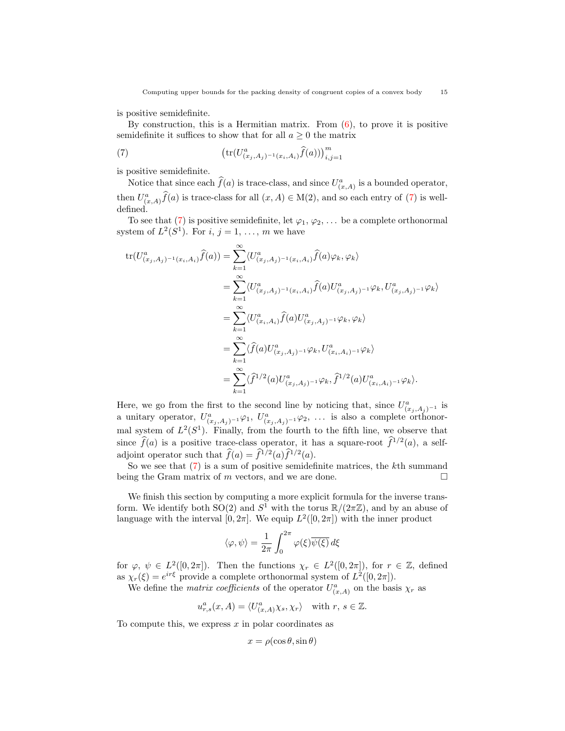is positive semidefinite.

By construction, this is a Hermitian matrix. From (6), to prove it is positive semidefinite it suffices to show that for all $a \geq 0$ the matrix

$$\big(\operatorname{tr}(U^a_{(x_j,A_j)^{-1}(x_i,A_i)}\widehat{f}(a))\big)_{i,j=1}^m \tag{7}$$

is positive semidefinite.

Notice that since each $\widehat{f}(a)$ is trace-class, and since $U^a_{(x,A)}$ is a bounded operator, then $U^a_{(x,A)}\widehat{f}(a)$ is trace-class for all $(x,A) \in \mathrm{M}(2)$, and so each entry of (7) is well-defined.

To see that (7) is positive semidefinite, let $\varphi_1, \varphi_2, \ldots$ be a complete orthonormal system of $L^2(S^1)$. For $i, j = 1, \ldots, m$ we have

$$\begin{aligned}
\operatorname{tr}(U^a_{(x_j,A_j)^{-1}(x_i,A_i)}\widehat{f}(a)) &= \sum_{k=1}^\infty \langle U^a_{(x_j,A_j)^{-1}(x_i,A_i)}\widehat{f}(a)\varphi_k, \varphi_k\rangle \\
&= \sum_{k=1}^\infty \langle U^a_{(x_j,A_j)^{-1}(x_i,A_i)}\widehat{f}(a)U^a_{(x_j,A_j)^{-1}}\varphi_k, U^a_{(x_j,A_j)^{-1}}\varphi_k\rangle \\
&= \sum_{k=1}^\infty \langle U^a_{(x_i,A_i)}\widehat{f}(a)U^a_{(x_j,A_j)^{-1}}\varphi_k, \varphi_k\rangle \\
&= \sum_{k=1}^\infty \langle \widehat{f}(a)U^a_{(x_j,A_j)^{-1}}\varphi_k, U^a_{(x_i,A_i)^{-1}}\varphi_k\rangle \\
&= \sum_{k=1}^\infty \langle \widehat{f}^{1/2}(a)U^a_{(x_j,A_j)^{-1}}\varphi_k, \widehat{f}^{1/2}(a)U^a_{(x_i,A_i)^{-1}}\varphi_k\rangle.
\end{aligned}$$

Here, we go from the first to the second line by noticing that, since $U^a_{(x_j,A_j)^{-1}}$ is a unitary operator, $U^a_{(x_j,A_j)^{-1}}\varphi_1$, $U^a_{(x_j,A_j)^{-1}}\varphi_2$, $\ldots$ is also a complete orthonormal system of $L^2(S^1)$. Finally, from the fourth to the fifth line, we observe that since $\widehat{f}(a)$ is a positive trace-class operator, it has a square-root $\widehat{f}^{1/2}(a)$, a self-adjoint operator such that $\widehat{f}(a) = \widehat{f}^{1/2}(a)\widehat{f}^{1/2}(a)$.

So we see that (7) is a sum of positive semidefinite matrices, the $k$th summand being the Gram matrix of $m$ vectors, and we are done. □

We finish this section by computing a more explicit formula for the inverse transform. We identify both $\mathrm{SO}(2)$ and $S^1$ with the torus $\mathbb{R}/(2\pi\mathbb{Z})$, and by an abuse of language with the interval $[0, 2\pi]$. We equip $L^2([0, 2\pi])$ with the inner product

$$\langle \varphi, \psi\rangle = \frac{1}{2\pi}\int_0^{2\pi} \varphi(\xi)\overline{\psi(\xi)}\, d\xi$$

for $\varphi$, $\psi \in L^2([0, 2\pi])$. Then the functions $\chi_r \in L^2([0, 2\pi])$, for $r \in \mathbb{Z}$, defined as $\chi_r(\xi) = e^{ir\xi}$ provide a complete orthonormal system of $L^2([0, 2\pi])$.

We define the *matrix coefficients* of the operator $U^a_{(x,A)}$ on the basis $\chi_r$ as

$$u^a_{r,s}(x, A) = \langle U^a_{(x,A)}\chi_s, \chi_r\rangle \quad \text{with } r,\, s \in \mathbb{Z}.$$

To compute this, we express $x$ in polar coordinates as

$$x = \rho(\cos\theta, \sin\theta)$$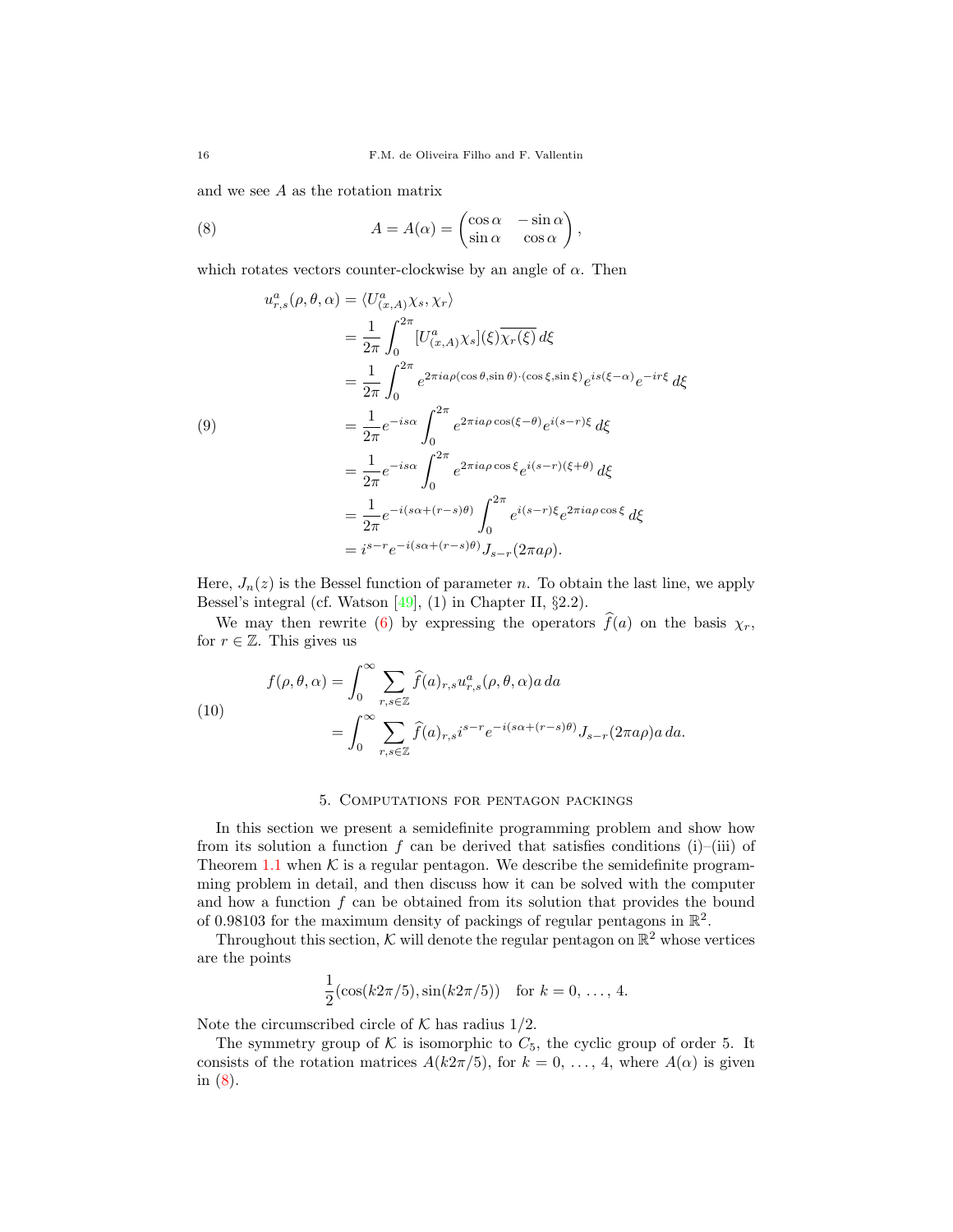and we see $A$ as the rotation matrix

$$A = A(\alpha) = \begin{pmatrix} \cos\alpha & -\sin\alpha \\ \sin\alpha & \cos\alpha \end{pmatrix}, \tag{8}$$

which rotates vectors counter-clockwise by an angle of $\alpha$. Then

$$\begin{aligned}
u^a_{r,s}(\rho,\theta,\alpha) &= \langle U^a_{(x,A)}\chi_s, \chi_r\rangle \\
&= \frac{1}{2\pi}\int_0^{2\pi} [U^a_{(x,A)}\chi_s](\xi)\overline{\chi_r(\xi)}\, d\xi \\
&= \frac{1}{2\pi}\int_0^{2\pi} e^{2\pi i a\rho(\cos\theta,\sin\theta)\cdot(\cos\xi,\sin\xi)} e^{is(\xi-\alpha)} e^{-ir\xi}\, d\xi \\
&= \frac{1}{2\pi} e^{-is\alpha}\int_0^{2\pi} e^{2\pi i a\rho\cos(\xi-\theta)} e^{i(s-r)\xi}\, d\xi \\
&= \frac{1}{2\pi} e^{-is\alpha}\int_0^{2\pi} e^{2\pi i a\rho\cos\xi} e^{i(s-r)(\xi+\theta)}\, d\xi \\
&= \frac{1}{2\pi} e^{-i(s\alpha+(r-s)\theta)}\int_0^{2\pi} e^{i(s-r)\xi} e^{2\pi i a\rho\cos\xi}\, d\xi \\
&= i^{s-r} e^{-i(s\alpha+(r-s)\theta)} J_{s-r}(2\pi a\rho).
\end{aligned} \tag{9}$$

Here, $J_n(z)$ is the Bessel function of parameter $n$. To obtain the last line, we apply Bessel's integral (cf. Watson [49], (1) in Chapter II, §2.2).

We may then rewrite (6) by expressing the operators $\widehat{f}(a)$ on the basis $\chi_r$, for $r \in \mathbb{Z}$. This gives us

$$\begin{aligned}
f(\rho,\theta,\alpha) &= \int_0^\infty \sum_{r,s\in\mathbb{Z}} \widehat{f}(a)_{r,s} u^a_{r,s}(\rho,\theta,\alpha) a\, da \\
&= \int_0^\infty \sum_{r,s\in\mathbb{Z}} \widehat{f}(a)_{r,s} i^{s-r} e^{-i(s\alpha+(r-s)\theta)} J_{s-r}(2\pi a\rho) a\, da.
\end{aligned} \tag{10}$$

## 5. Computations for pentagon packings

In this section we present a semidefinite programming problem and show how from its solution a function $f$ can be derived that satisfies conditions (i)–(iii) of Theorem 1.1 when $\mathcal{K}$ is a regular pentagon. We describe the semidefinite programming problem in detail, and then discuss how it can be solved with the computer and how a function $f$ can be obtained from its solution that provides the bound of 0.98103 for the maximum density of packings of regular pentagons in $\mathbb{R}^2$.

Throughout this section, $\mathcal{K}$ will denote the regular pentagon on $\mathbb{R}^2$ whose vertices are the points

$$\frac{1}{2}(\cos(k2\pi/5), \sin(k2\pi/5)) \quad \text{for } k = 0, \ldots, 4.$$

Note the circumscribed circle of $\mathcal{K}$ has radius $1/2$.

The symmetry group of $\mathcal{K}$ is isomorphic to $C_5$, the cyclic group of order 5. It consists of the rotation matrices $A(k2\pi/5)$, for $k = 0, \ldots, 4$, where $A(\alpha)$ is given in (8).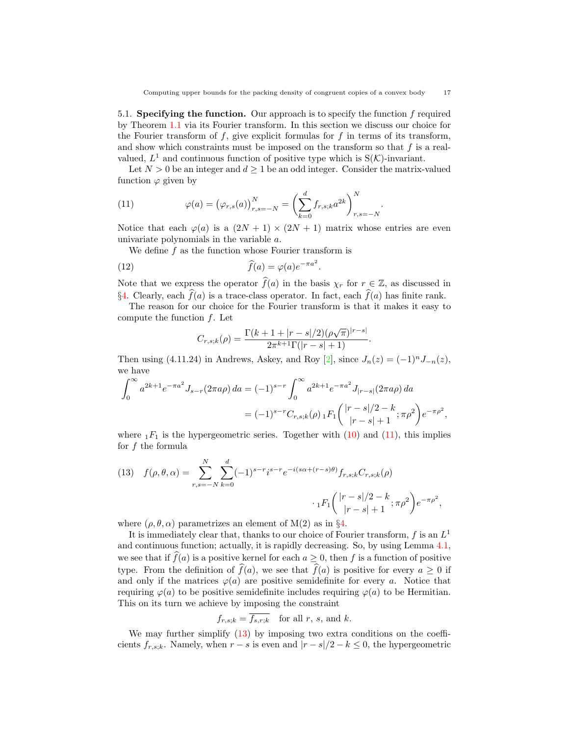5.1. **Specifying the function.** Our approach is to specify the function $f$ required by Theorem 1.1 via its Fourier transform. In this section we discuss our choice for the Fourier transform of $f$, give explicit formulas for $f$ in terms of its transform, and show which constraints must be imposed on the transform so that $f$ is a real-valued, $L^1$ and continuous function of positive type which is $\mathrm{S}(\mathcal{K})$-invariant.

Let $N > 0$ be an integer and $d \geq 1$ be an odd integer. Consider the matrix-valued function $\varphi$ given by

$$\varphi(a) = \big(\varphi_{r,s}(a)\big)_{r,s=-N}^{N} = \left(\sum_{k=0}^{d} f_{r,s;k} a^{2k}\right)_{r,s=-N}^{N}. \tag{11}$$

Notice that each $\varphi(a)$ is a $(2N+1)\times(2N+1)$ matrix whose entries are even univariate polynomials in the variable $a$.

We define $f$ as the function whose Fourier transform is

$$\widehat{f}(a) = \varphi(a) e^{-\pi a^2}. \tag{12}$$

Note that we express the operator $\widehat{f}(a)$ in the basis $\chi_r$ for $r \in \mathbb{Z}$, as discussed in §4. Clearly, each $\widehat{f}(a)$ is a trace-class operator. In fact, each $\widehat{f}(a)$ has finite rank.

The reason for our choice for the Fourier transform is that it makes it easy to compute the function $f$. Let

$$C_{r,s;k}(\rho) = \frac{\Gamma(k+1+|r-s|/2)(\rho\sqrt{\pi})^{|r-s|}}{2\pi^{k+1}\Gamma(|r-s|+1)}.$$

Then using (4.11.24) in Andrews, Askey, and Roy [2], since $J_n(z) = (-1)^n J_{-n}(z)$, we have

$$\begin{aligned}\int_0^\infty a^{2k+1} e^{-\pi a^2} J_{s-r}(2\pi a\rho)\, da &= (-1)^{s-r}\int_0^\infty a^{2k+1} e^{-\pi a^2} J_{|r-s|}(2\pi a \rho)\, da \\ &= (-1)^{s-r} C_{r,s;k}(\rho)\, {}_1F_1\!\left({|r-s|/2-k \atop |r-s|+1}; \pi\rho^2\right) e^{-\pi\rho^2},\end{aligned}$$

where ${}_1F_1$ is the hypergeometric series. Together with (10) and (11), this implies for $f$ the formula

$$\begin{aligned} f(\rho,\theta,\alpha) = \sum_{r,s=-N}^{N}\sum_{k=0}^{d} (-1)^{s-r} i^{s-r} e^{-i(s\alpha+(r-s)\theta)} f_{r,s;k} C_{r,s;k}(\rho) \\ \cdot\, {}_1F_1\!\left({|r-s|/2-k \atop |r-s|+1}; \pi\rho^2\right) e^{-\pi\rho^2}, \end{aligned} \tag{13}$$

where $(\rho,\theta,\alpha)$ parametrizes an element of $\mathrm{M}(2)$ as in §4.

It is immediately clear that, thanks to our choice of Fourier transform, $f$ is an $L^1$ and continuous function; actually, it is rapidly decreasing. So, by using Lemma 4.1, we see that if $\widehat{f}(a)$ is a positive kernel for each $a \geq 0$, then $f$ is a function of positive type. From the definition of $\widehat{f}(a)$, we see that $\widehat{f}(a)$ is positive for every $a \geq 0$ if and only if the matrices $\varphi(a)$ are positive semidefinite for every $a$. Notice that requiring $\varphi(a)$ to be positive semidefinite includes requiring $\varphi(a)$ to be Hermitian. This on its turn we achieve by imposing the constraint

$$f_{r,s;k} = \overline{f_{s,r;k}} \quad \text{for all } r,\ s, \text{ and } k.$$

We may further simplify (13) by imposing two extra conditions on the coefficients $f_{r,s;k}$. Namely, when $r-s$ is even and $|r-s|/2-k \leq 0$, the hypergeometric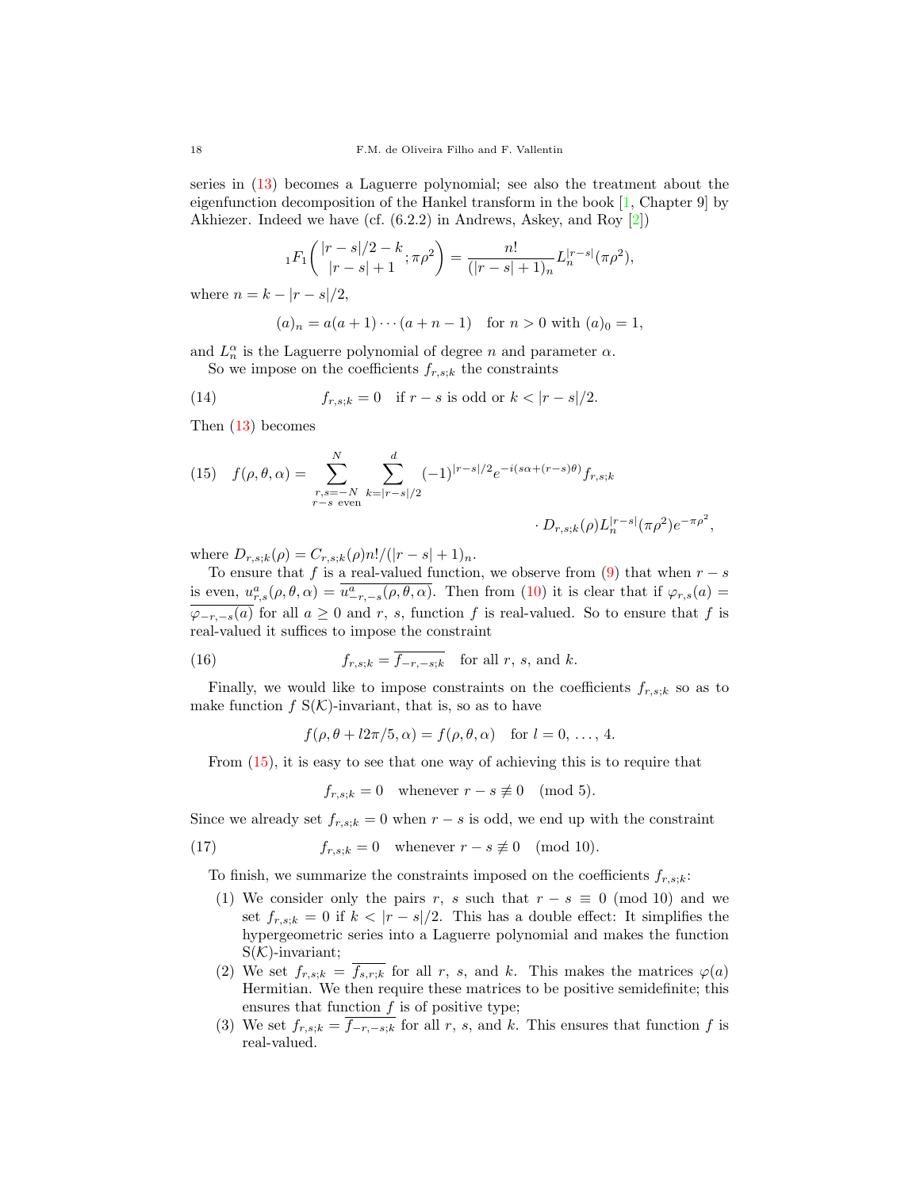series in (13) becomes a Laguerre polynomial; see also the treatment about the eigenfunction decomposition of the Hankel transform in the book [1, Chapter 9] by Akhiezer. Indeed we have (cf. (6.2.2) in Andrews, Askey, and Roy [2])

$$
{}_1F_1\left(\begin{matrix} |r-s|/2-k \\ |r-s|+1 \end{matrix}; \pi\rho^2\right) = \frac{n!}{(|r-s|+1)_n} L_n^{|r-s|}(\pi\rho^2),
$$

where $n = k - |r-s|/2$,

$$
(a)_n = a(a+1)\cdots(a+n-1) \quad \text{for } n > 0 \text{ with } (a)_0 = 1,
$$

and $L_n^\alpha$ is the Laguerre polynomial of degree $n$ and parameter $\alpha$.

So we impose on the coefficients $f_{r,s;k}$ the constraints

$$
f_{r,s;k} = 0 \quad \text{if } r-s \text{ is odd or } k < |r-s|/2. \tag{14}
$$

Then (13) becomes

$$
f(\rho,\theta,\alpha) = \sum_{\substack{r,s=-N \\ r-s \text{ even}}}^{N} \sum_{k=|r-s|/2}^{d} (-1)^{|r-s|/2} e^{-i(s\alpha+(r-s)\theta)} f_{r,s;k} \cdot D_{r,s;k}(\rho) L_n^{|r-s|}(\pi\rho^2) e^{-\pi\rho^2}, \tag{15}
$$

where $D_{r,s;k}(\rho) = C_{r,s;k}(\rho) n!/(|r-s|+1)_n$.

To ensure that $f$ is a real-valued function, we observe from (9) that when $r-s$ is even, $u^a_{r,s}(\rho,\theta,\alpha) = \overline{u^a_{-r,-s}(\rho,\theta,\alpha)}$. Then from (10) it is clear that if $\varphi_{r,s}(a) = \overline{\varphi_{-r,-s}(a)}$ for all $a \geq 0$ and $r$, $s$, function $f$ is real-valued. So to ensure that $f$ is real-valued it suffices to impose the constraint

$$
f_{r,s;k} = \overline{f_{-r,-s;k}} \quad \text{for all } r,\ s, \text{ and } k. \tag{16}
$$

Finally, we would like to impose constraints on the coefficients $f_{r,s;k}$ so as to make function $f$ $\mathrm{S}(\mathcal{K})$-invariant, that is, so as to have

$$
f(\rho, \theta + l2\pi/5, \alpha) = f(\rho,\theta,\alpha) \quad \text{for } l = 0, \ldots, 4.
$$

From (15), it is easy to see that one way of achieving this is to require that

$$
f_{r,s;k} = 0 \quad \text{whenever } r-s \not\equiv 0 \pmod 5.
$$

Since we already set $f_{r,s;k} = 0$ when $r-s$ is odd, we end up with the constraint

$$
f_{r,s;k} = 0 \quad \text{whenever } r-s \not\equiv 0 \pmod{10}. \tag{17}
$$

To finish, we summarize the constraints imposed on the coefficients $f_{r,s;k}$:

1. We consider only the pairs $r$, $s$ such that $r-s \equiv 0 \pmod{10}$ and we set $f_{r,s;k} = 0$ if $k < |r-s|/2$. This has a double effect: It simplifies the hypergeometric series into a Laguerre polynomial and makes the function $\mathrm{S}(\mathcal{K})$-invariant;
2. We set $f_{r,s;k} = \overline{f_{s,r;k}}$ for all $r$, $s$, and $k$. This makes the matrices $\varphi(a)$ Hermitian. We then require these matrices to be positive semidefinite; this ensures that function $f$ is of positive type;
3. We set $f_{r,s;k} = \overline{f_{-r,-s;k}}$ for all $r$, $s$, and $k$. This ensures that function $f$ is real-valued.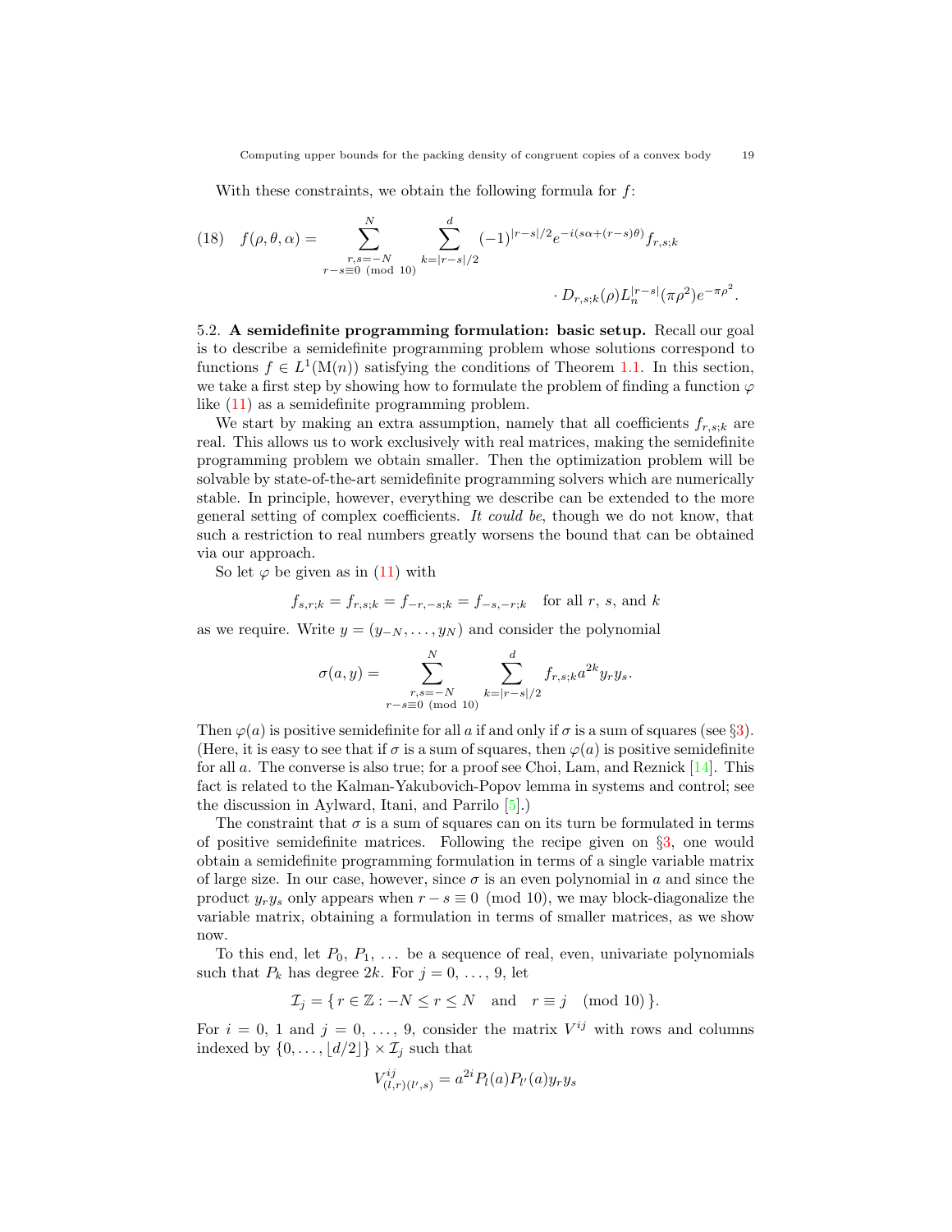With these constraints, we obtain the following formula for $f$:

$$
(18)\quad f(\rho,\theta,\alpha) = \sum_{\substack{r,s=-N\\ r-s\equiv 0 \pmod{10}}}^{N} \sum_{k=|r-s|/2}^{d} (-1)^{|r-s|/2} e^{-i(s\alpha+(r-s)\theta)} f_{r,s;k} \cdot D_{r,s;k}(\rho) L_n^{|r-s|}(\pi\rho^2) e^{-\pi\rho^2}.
$$

**5.2. A semidefinite programming formulation: basic setup.** Recall our goal is to describe a semidefinite programming problem whose solutions correspond to functions $f \in L^1(\mathrm{M}(n))$ satisfying the conditions of Theorem 1.1. In this section, we take a first step by showing how to formulate the problem of finding a function $\varphi$ like (11) as a semidefinite programming problem.

We start by making an extra assumption, namely that all coefficients $f_{r,s;k}$ are real. This allows us to work exclusively with real matrices, making the semidefinite programming problem we obtain smaller. Then the optimization problem will be solvable by state-of-the-art semidefinite programming solvers which are numerically stable. In principle, however, everything we describe can be extended to the more general setting of complex coefficients. *It could be*, though we do not know, that such a restriction to real numbers greatly worsens the bound that can be obtained via our approach.

So let $\varphi$ be given as in (11) with

$$
f_{s,r;k} = f_{r,s;k} = f_{-r,-s;k} = f_{-s,-r;k} \quad \text{for all } r,\ s, \text{ and } k
$$

as we require. Write $y = (y_{-N}, \ldots, y_N)$ and consider the polynomial

$$
\sigma(a,y) = \sum_{\substack{r,s=-N\\ r-s\equiv 0 \pmod{10}}}^{N} \sum_{k=|r-s|/2}^{d} f_{r,s;k} a^{2k} y_r y_s.
$$

Then $\varphi(a)$ is positive semidefinite for all $a$ if and only if $\sigma$ is a sum of squares (see §3). (Here, it is easy to see that if $\sigma$ is a sum of squares, then $\varphi(a)$ is positive semidefinite for all $a$. The converse is also true; for a proof see Choi, Lam, and Reznick [14]. This fact is related to the Kalman-Yakubovich-Popov lemma in systems and control; see the discussion in Aylward, Itani, and Parrilo [5].)

The constraint that $\sigma$ is a sum of squares can on its turn be formulated in terms of positive semidefinite matrices. Following the recipe given on §3, one would obtain a semidefinite programming formulation in terms of a single variable matrix of large size. In our case, however, since $\sigma$ is an even polynomial in $a$ and since the product $y_r y_s$ only appears when $r - s \equiv 0 \pmod{10}$, we may block-diagonalize the variable matrix, obtaining a formulation in terms of smaller matrices, as we show now.

To this end, let $P_0$, $P_1$, … be a sequence of real, even, univariate polynomials such that $P_k$ has degree $2k$. For $j = 0, \ldots, 9$, let

$$
\mathcal{I}_j = \{\, r \in \mathbb{Z} : -N \le r \le N \quad \text{and} \quad r \equiv j \pmod{10} \,\}.
$$

For $i = 0$, $1$ and $j = 0, \ldots, 9$, consider the matrix $V^{ij}$ with rows and columns indexed by $\{0, \ldots, \lfloor d/2 \rfloor\} \times \mathcal{I}_j$ such that

$$
V^{ij}_{(l,r)(l',s)} = a^{2i} P_l(a) P_{l'}(a) y_r y_s
$$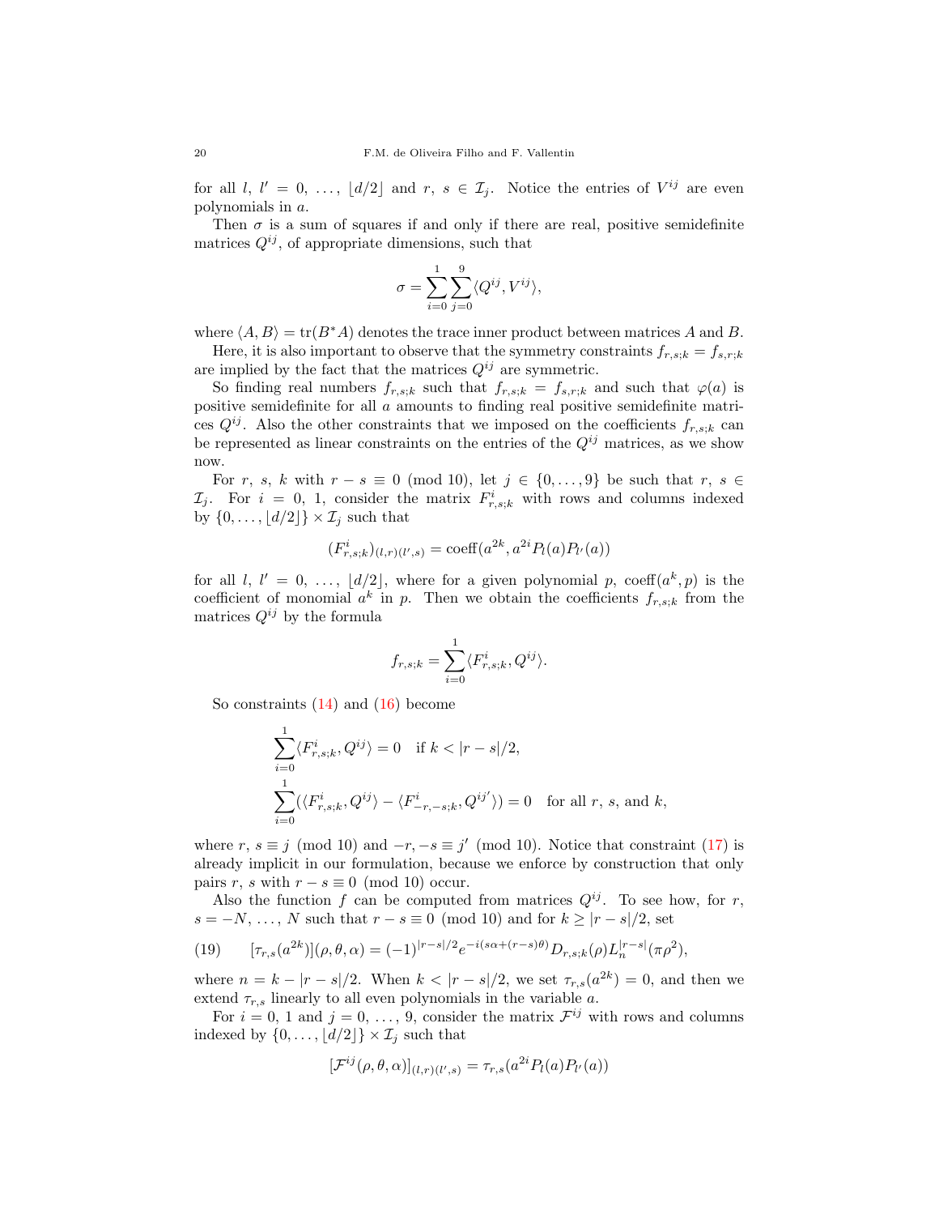for all $l,\ l' = 0,\ \ldots,\ \lfloor d/2 \rfloor$ and $r,\ s \in \mathcal{I}_j$. Notice the entries of $V^{ij}$ are even polynomials in $a$.

Then $\sigma$ is a sum of squares if and only if there are real, positive semidefinite matrices $Q^{ij}$, of appropriate dimensions, such that

$$\sigma = \sum_{i=0}^{1} \sum_{j=0}^{9} \langle Q^{ij}, V^{ij} \rangle,$$

where $\langle A, B \rangle = \operatorname{tr}(B^* A)$ denotes the trace inner product between matrices $A$ and $B$.

Here, it is also important to observe that the symmetry constraints $f_{r,s;k} = f_{s,r;k}$ are implied by the fact that the matrices $Q^{ij}$ are symmetric.

So finding real numbers $f_{r,s;k}$ such that $f_{r,s;k} = f_{s,r;k}$ and such that $\varphi(a)$ is positive semidefinite for all $a$ amounts to finding real positive semidefinite matrices $Q^{ij}$. Also the other constraints that we imposed on the coefficients $f_{r,s;k}$ can be represented as linear constraints on the entries of the $Q^{ij}$ matrices, as we show now.

For $r,\ s,\ k$ with $r - s \equiv 0 \pmod{10}$, let $j \in \{0, \ldots, 9\}$ be such that $r,\ s \in \mathcal{I}_j$. For $i = 0,\ 1$, consider the matrix $F^i_{r,s;k}$ with rows and columns indexed by $\{0, \ldots, \lfloor d/2 \rfloor\} \times \mathcal{I}_j$ such that

$$(F^i_{r,s;k})_{(l,r)(l',s)} = \operatorname{coeff}(a^{2k}, a^{2i} P_l(a) P_{l'}(a))$$

for all $l,\ l' = 0,\ \ldots,\ \lfloor d/2 \rfloor$, where for a given polynomial $p$, $\operatorname{coeff}(a^k, p)$ is the coefficient of monomial $a^k$ in $p$. Then we obtain the coefficients $f_{r,s;k}$ from the matrices $Q^{ij}$ by the formula

$$f_{r,s;k} = \sum_{i=0}^{1} \langle F^i_{r,s;k}, Q^{ij} \rangle.$$

So constraints (14) and (16) become

$$\sum_{i=0}^{1} \langle F^i_{r,s;k}, Q^{ij} \rangle = 0 \quad \text{if } k < |r-s|/2,$$

$$\sum_{i=0}^{1} (\langle F^i_{r,s;k}, Q^{ij} \rangle - \langle F^i_{-r,-s;k}, Q^{ij'} \rangle) = 0 \quad \text{for all } r,\ s, \text{ and } k,$$

where $r,\ s \equiv j \pmod{10}$ and $-r, -s \equiv j' \pmod{10}$. Notice that constraint (17) is already implicit in our formulation, because we enforce by construction that only pairs $r,\ s$ with $r - s \equiv 0 \pmod{10}$ occur.

Also the function $f$ can be computed from matrices $Q^{ij}$. To see how, for $r$, $s = -N,\ \ldots,\ N$ such that $r - s \equiv 0 \pmod{10}$ and for $k \geq |r-s|/2$, set

$$[\tau_{r,s}(a^{2k})](\rho, \theta, \alpha) = (-1)^{|r-s|/2} e^{-i(s\alpha + (r-s)\theta)} D_{r,s;k}(\rho) L_n^{|r-s|}(\pi \rho^2), \tag{19}$$

where $n = k - |r-s|/2$. When $k < |r-s|/2$, we set $\tau_{r,s}(a^{2k}) = 0$, and then we extend $\tau_{r,s}$ linearly to all even polynomials in the variable $a$.

For $i = 0,\ 1$ and $j = 0,\ \ldots,\ 9$, consider the matrix $\mathcal{F}^{ij}$ with rows and columns indexed by $\{0, \ldots, \lfloor d/2 \rfloor\} \times \mathcal{I}_j$ such that

$$[\mathcal{F}^{ij}(\rho, \theta, \alpha)]_{(l,r)(l',s)} = \tau_{r,s}(a^{2i} P_l(a) P_{l'}(a))$$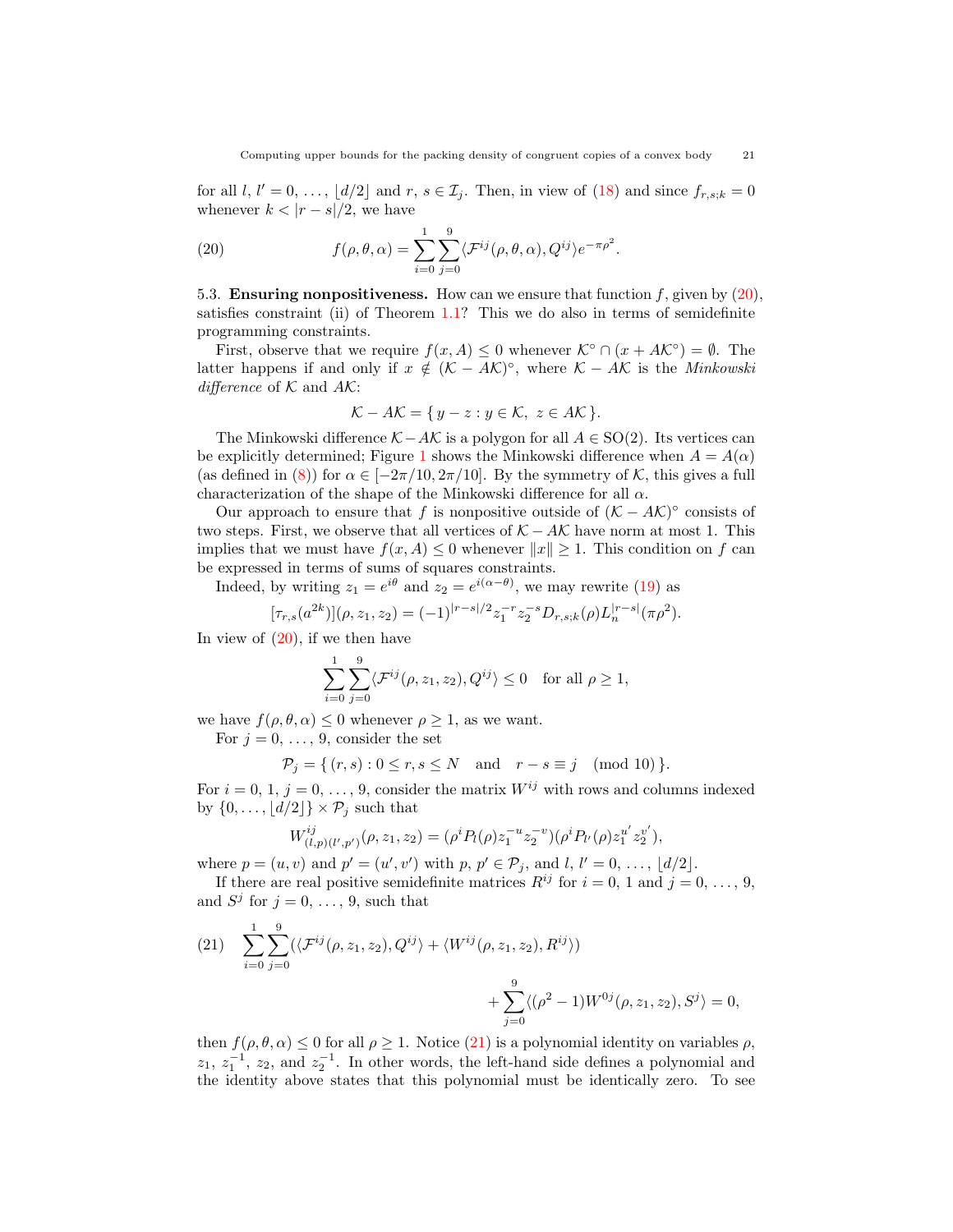for all $l, l' = 0, \ldots, \lfloor d/2 \rfloor$ and $r, s \in \mathcal{I}_j$. Then, in view of (18) and since $f_{r,s;k} = 0$ whenever $k < |r-s|/2$, we have

$$f(\rho, \theta, \alpha) = \sum_{i=0}^{1} \sum_{j=0}^{9} \langle \mathcal{F}^{ij}(\rho, \theta, \alpha), Q^{ij} \rangle e^{-\pi\rho^2}. \tag{20}$$

5.3. **Ensuring nonpositiveness.** How can we ensure that function $f$, given by (20), satisfies constraint (ii) of Theorem 1.1? This we do also in terms of semidefinite programming constraints.

First, observe that we require $f(x, A) \leq 0$ whenever $\mathcal{K}^\circ \cap (x + A\mathcal{K}^\circ) = \emptyset$. The latter happens if and only if $x \notin (\mathcal{K} - A\mathcal{K})^\circ$, where $\mathcal{K} - A\mathcal{K}$ is the *Minkowski difference* of $\mathcal{K}$ and $A\mathcal{K}$:

$$\mathcal{K} - A\mathcal{K} = \{\, y - z : y \in \mathcal{K},\ z \in A\mathcal{K} \,\}.$$

The Minkowski difference $\mathcal{K} - A\mathcal{K}$ is a polygon for all $A \in \mathrm{SO}(2)$. Its vertices can be explicitly determined; Figure 1 shows the Minkowski difference when $A = A(\alpha)$ (as defined in (8)) for $\alpha \in [-2\pi/10, 2\pi/10]$. By the symmetry of $\mathcal{K}$, this gives a full characterization of the shape of the Minkowski difference for all $\alpha$.

Our approach to ensure that $f$ is nonpositive outside of $(\mathcal{K} - A\mathcal{K})^\circ$ consists of two steps. First, we observe that all vertices of $\mathcal{K} - A\mathcal{K}$ have norm at most 1. This implies that we must have $f(x, A) \leq 0$ whenever $\|x\| \geq 1$. This condition on $f$ can be expressed in terms of sums of squares constraints.

Indeed, by writing $z_1 = e^{i\theta}$ and $z_2 = e^{i(\alpha - \theta)}$, we may rewrite (19) as

$$[\tau_{r,s}(a^{2k})](\rho, z_1, z_2) = (-1)^{|r-s|/2} z_1^{-r} z_2^{-s} D_{r,s;k}(\rho) L_n^{|r-s|}(\pi\rho^2).$$

In view of (20), if we then have

$$\sum_{i=0}^{1} \sum_{j=0}^{9} \langle \mathcal{F}^{ij}(\rho, z_1, z_2), Q^{ij} \rangle \leq 0 \quad \text{for all } \rho \geq 1,$$

we have $f(\rho, \theta, \alpha) \leq 0$ whenever $\rho \geq 1$, as we want.

For $j = 0, \ldots, 9$, consider the set

$$\mathcal{P}_j = \{\, (r, s) : 0 \leq r, s \leq N \quad \text{and} \quad r - s \equiv j \pmod{10} \,\}.$$

For $i = 0, 1$, $j = 0, \ldots, 9$, consider the matrix $W^{ij}$ with rows and columns indexed by $\{0, \ldots, \lfloor d/2 \rfloor\} \times \mathcal{P}_j$ such that

$$W^{ij}_{(l,p)(l',p')}(\rho, z_1, z_2) = (\rho^i P_l(\rho) z_1^{-u} z_2^{-v})(\rho^i P_{l'}(\rho) z_1^{u'} z_2^{v'}),$$

where $p = (u, v)$ and $p' = (u', v')$ with $p, p' \in \mathcal{P}_j$, and $l, l' = 0, \ldots, \lfloor d/2 \rfloor$.

If there are real positive semidefinite matrices $R^{ij}$ for $i = 0, 1$ and $j = 0, \ldots, 9$, and $S^j$ for $j = 0, \ldots, 9$, such that

$$\sum_{i=0}^{1} \sum_{j=0}^{9} (\langle \mathcal{F}^{ij}(\rho, z_1, z_2), Q^{ij} \rangle + \langle W^{ij}(\rho, z_1, z_2), R^{ij} \rangle) + \sum_{j=0}^{9} \langle (\rho^2 - 1) W^{0j}(\rho, z_1, z_2), S^j \rangle = 0, \tag{21}$$

then $f(\rho, \theta, \alpha) \leq 0$ for all $\rho \geq 1$. Notice (21) is a polynomial identity on variables $\rho$, $z_1$, $z_1^{-1}$, $z_2$, and $z_2^{-1}$. In other words, the left-hand side defines a polynomial and the identity above states that this polynomial must be identically zero. To see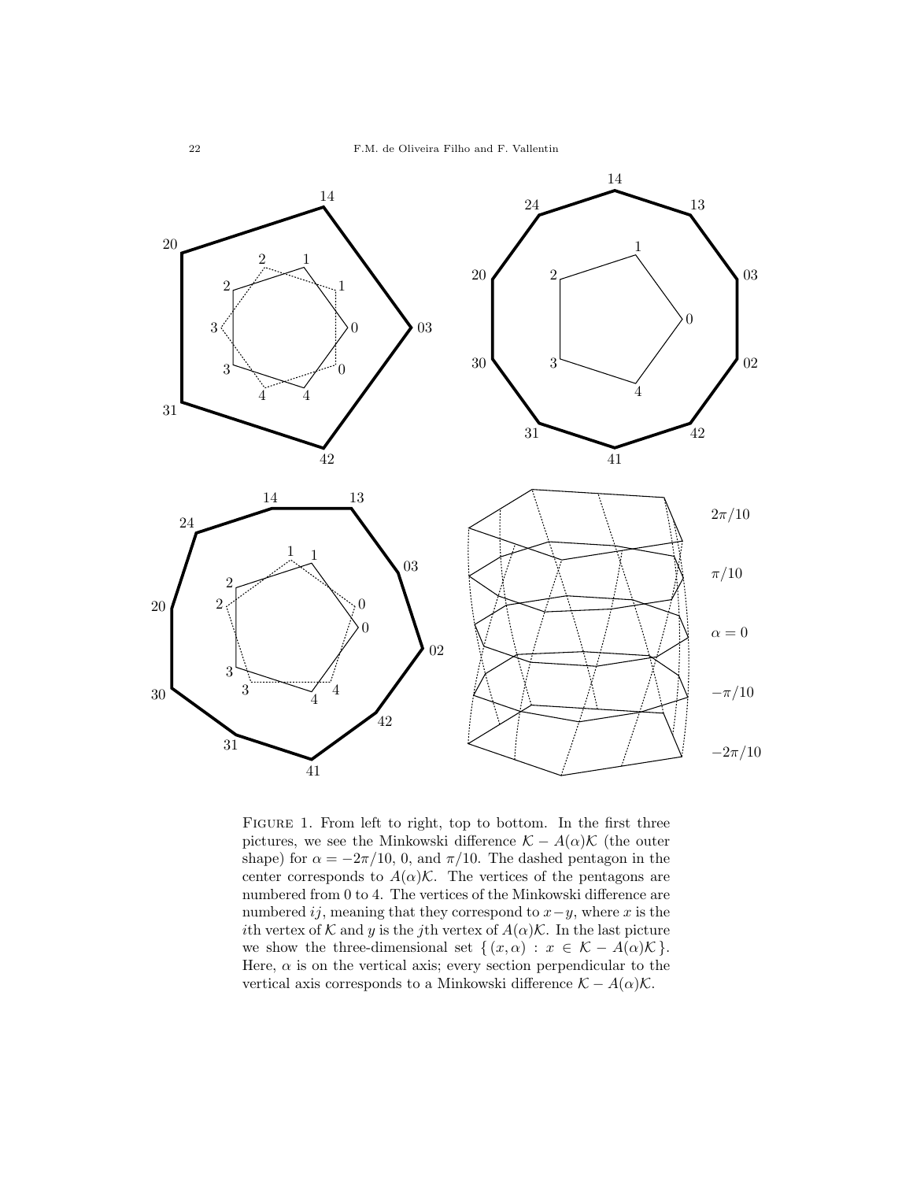FIGURE 1. From left to right, top to bottom. In the first three pictures, we see the Minkowski difference $\mathcal{K} - A(\alpha)\mathcal{K}$ (the outer shape) for $\alpha = -2\pi/10$, 0, and $\pi/10$. The dashed pentagon in the center corresponds to $A(\alpha)\mathcal{K}$. The vertices of the pentagons are numbered from 0 to 4. The vertices of the Minkowski difference are numbered $ij$, meaning that they correspond to $x-y$, where $x$ is the $i$th vertex of $\mathcal{K}$ and $y$ is the $j$th vertex of $A(\alpha)\mathcal{K}$. In the last picture we show the three-dimensional set $\{ (x, \alpha) : x \in \mathcal{K} - A(\alpha)\mathcal{K} \}$. Here, $\alpha$ is on the vertical axis; every section perpendicular to the vertical axis corresponds to a Minkowski difference $\mathcal{K} - A(\alpha)\mathcal{K}$.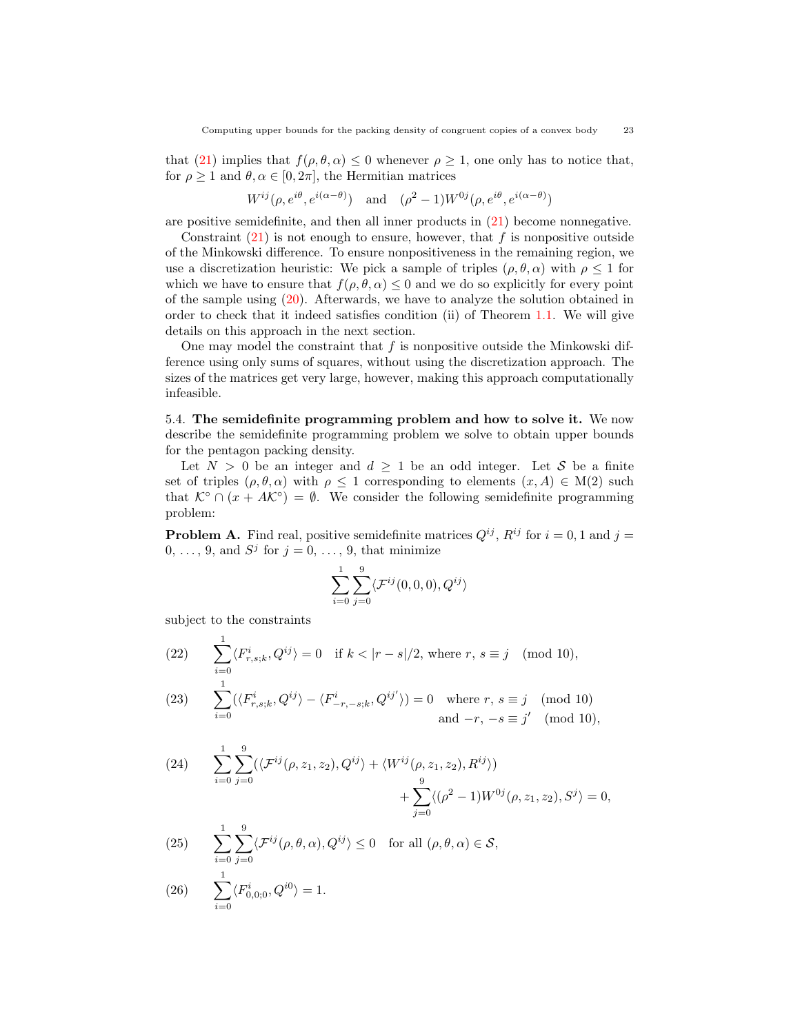that (21) implies that $f(\rho, \theta, \alpha) \leq 0$ whenever $\rho \geq 1$, one only has to notice that, for $\rho \geq 1$ and $\theta, \alpha \in [0, 2\pi]$, the Hermitian matrices

$$W^{ij}(\rho, e^{i\theta}, e^{i(\alpha-\theta)}) \quad \text{and} \quad (\rho^2 - 1)W^{0j}(\rho, e^{i\theta}, e^{i(\alpha-\theta)})$$

are positive semidefinite, and then all inner products in (21) become nonnegative.

Constraint (21) is not enough to ensure, however, that $f$ is nonpositive outside of the Minkowski difference. To ensure nonpositiveness in the remaining region, we use a discretization heuristic: We pick a sample of triples $(\rho, \theta, \alpha)$ with $\rho \leq 1$ for which we have to ensure that $f(\rho, \theta, \alpha) \leq 0$ and we do so explicitly for every point of the sample using (20). Afterwards, we have to analyze the solution obtained in order to check that it indeed satisfies condition (ii) of Theorem 1.1. We will give details on this approach in the next section.

One may model the constraint that $f$ is nonpositive outside the Minkowski difference using only sums of squares, without using the discretization approach. The sizes of the matrices get very large, however, making this approach computationally infeasible.

5.4. **The semidefinite programming problem and how to solve it.** We now describe the semidefinite programming problem we solve to obtain upper bounds for the pentagon packing density.

Let $N > 0$ be an integer and $d \geq 1$ be an odd integer. Let $\mathcal{S}$ be a finite set of triples $(\rho, \theta, \alpha)$ with $\rho \leq 1$ corresponding to elements $(x, A) \in \mathrm{M}(2)$ such that $\mathcal{K}^\circ \cap (x + A\mathcal{K}^\circ) = \emptyset$. We consider the following semidefinite programming problem:

**Problem A.** Find real, positive semidefinite matrices $Q^{ij}$, $R^{ij}$ for $i = 0, 1$ and $j = 0, \ldots, 9$, and $S^j$ for $j = 0, \ldots, 9$, that minimize

$$\sum_{i=0}^{1} \sum_{j=0}^{9} \langle \mathcal{F}^{ij}(0, 0, 0), Q^{ij} \rangle$$

subject to the constraints

$$\sum_{i=0}^{1} \langle F^i_{r,s;k}, Q^{ij} \rangle = 0 \quad \text{if } k < |r - s|/2, \text{ where } r,\, s \equiv j \pmod{10}, \tag{22}$$

$$\sum_{i=0}^{1} (\langle F^i_{r,s;k}, Q^{ij} \rangle - \langle F^i_{-r,-s;k}, Q^{ij'} \rangle) = 0 \quad \text{where } r,\, s \equiv j \pmod{10} \text{ and } -r,\, -s \equiv j' \pmod{10}, \tag{23}$$

$$\sum_{i=0}^{1} \sum_{j=0}^{9} (\langle \mathcal{F}^{ij}(\rho, z_1, z_2), Q^{ij} \rangle + \langle W^{ij}(\rho, z_1, z_2), R^{ij} \rangle) + \sum_{j=0}^{9} \langle (\rho^2 - 1) W^{0j}(\rho, z_1, z_2), S^j \rangle = 0, \tag{24}$$

$$\sum_{i=0}^{1} \sum_{j=0}^{9} \langle \mathcal{F}^{ij}(\rho, \theta, \alpha), Q^{ij} \rangle \leq 0 \quad \text{for all } (\rho, \theta, \alpha) \in \mathcal{S}, \tag{25}$$

$$\sum_{i=0}^{1} \langle F^i_{0,0;0}, Q^{i0} \rangle = 1. \tag{26}$$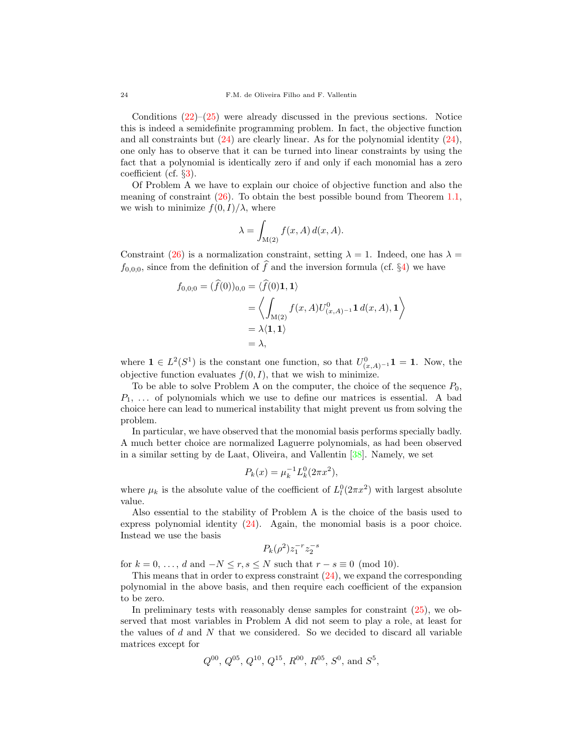Conditions (22)–(25) were already discussed in the previous sections. Notice this is indeed a semidefinite programming problem. In fact, the objective function and all constraints but (24) are clearly linear. As for the polynomial identity (24), one only has to observe that it can be turned into linear constraints by using the fact that a polynomial is identically zero if and only if each monomial has a zero coefficient (cf. §3).

Of Problem A we have to explain our choice of objective function and also the meaning of constraint (26). To obtain the best possible bound from Theorem 1.1, we wish to minimize $f(0, I)/\lambda$, where

$$\lambda = \int_{\mathrm{M}(2)} f(x, A)\, d(x, A).$$

Constraint (26) is a normalization constraint, setting $\lambda = 1$. Indeed, one has $\lambda = f_{0,0;0}$, since from the definition of $\widehat{f}$ and the inversion formula (cf. §4) we have

$$\begin{aligned}
f_{0,0;0} = (\widehat{f}(0))_{0,0} &= \langle \widehat{f}(0)\mathbf{1}, \mathbf{1}\rangle \\
&= \left\langle \int_{\mathrm{M}(2)} f(x, A) U^0_{(x,A)^{-1}} \mathbf{1}\, d(x, A), \mathbf{1} \right\rangle \\
&= \lambda \langle \mathbf{1}, \mathbf{1}\rangle \\
&= \lambda,
\end{aligned}$$

where $\mathbf{1} \in L^2(S^1)$ is the constant one function, so that $U^0_{(x,A)^{-1}}\mathbf{1} = \mathbf{1}$. Now, the objective function evaluates $f(0, I)$, that we wish to minimize.

To be able to solve Problem A on the computer, the choice of the sequence $P_0$, $P_1$, ... of polynomials which we use to define our matrices is essential. A bad choice here can lead to numerical instability that might prevent us from solving the problem.

In particular, we have observed that the monomial basis performs specially badly. A much better choice are normalized Laguerre polynomials, as had been observed in a similar setting by de Laat, Oliveira, and Vallentin [38]. Namely, we set

$$P_k(x) = \mu_k^{-1} L_k^0(2\pi x^2),$$

where $\mu_k$ is the absolute value of the coefficient of $L_l^0(2\pi x^2)$ with largest absolute value.

Also essential to the stability of Problem A is the choice of the basis used to express polynomial identity (24). Again, the monomial basis is a poor choice. Instead we use the basis

$$P_k(\rho^2) z_1^{-r} z_2^{-s}$$

for $k = 0, \ldots, d$ and $-N \leq r, s \leq N$ such that $r - s \equiv 0 \pmod{10}$.

This means that in order to express constraint (24), we expand the corresponding polynomial in the above basis, and then require each coefficient of the expansion to be zero.

In preliminary tests with reasonably dense samples for constraint (25), we observed that most variables in Problem A did not seem to play a role, at least for the values of $d$ and $N$ that we considered. So we decided to discard all variable matrices except for

$$Q^{00},\ Q^{05},\ Q^{10},\ Q^{15},\ R^{00},\ R^{05},\ S^0, \text{ and } S^5,$$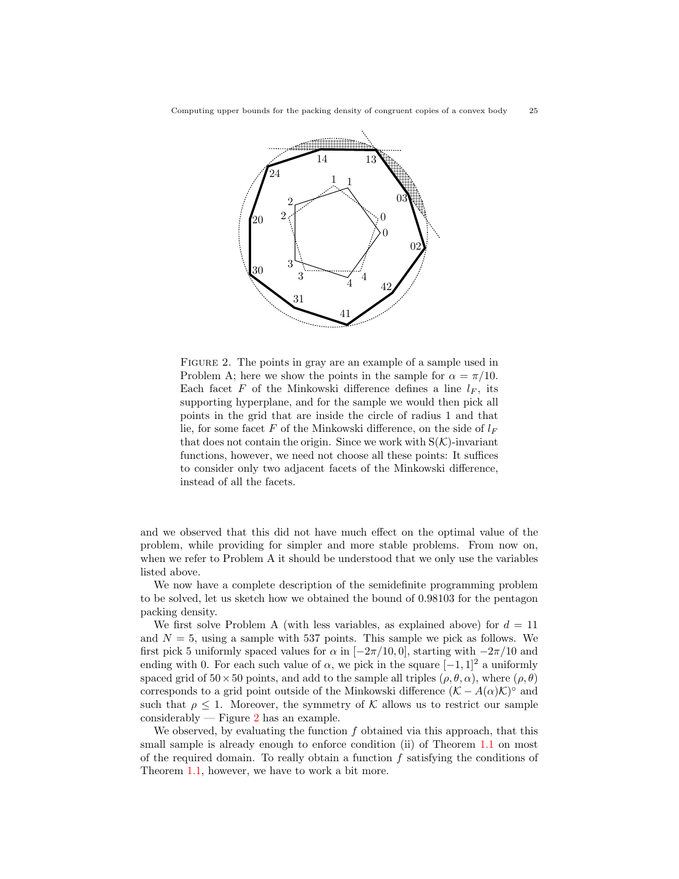FIGURE 2. The points in gray are an example of a sample used in Problem A; here we show the points in the sample for $\alpha = \pi/10$. Each facet $F$ of the Minkowski difference defines a line $l_F$, its supporting hyperplane, and for the sample we would then pick all points in the grid that are inside the circle of radius 1 and that lie, for some facet $F$ of the Minkowski difference, on the side of $l_F$ that does not contain the origin. Since we work with $\mathrm{S}(\mathcal{K})$-invariant functions, however, we need not choose all these points: It suffices to consider only two adjacent facets of the Minkowski difference, instead of all the facets.

and we observed that this did not have much effect on the optimal value of the problem, while providing for simpler and more stable problems. From now on, when we refer to Problem A it should be understood that we only use the variables listed above.

We now have a complete description of the semidefinite programming problem to be solved, let us sketch how we obtained the bound of 0.98103 for the pentagon packing density.

We first solve Problem A (with less variables, as explained above) for $d = 11$ and $N = 5$, using a sample with 537 points. This sample we pick as follows. We first pick 5 uniformly spaced values for $\alpha$ in $[-2\pi/10, 0]$, starting with $-2\pi/10$ and ending with 0. For each such value of $\alpha$, we pick in the square $[-1, 1]^2$ a uniformly spaced grid of $50 \times 50$ points, and add to the sample all triples $(\rho, \theta, \alpha)$, where $(\rho, \theta)$ corresponds to a grid point outside of the Minkowski difference $(\mathcal{K} - A(\alpha)\mathcal{K})^\circ$ and such that $\rho \leq 1$. Moreover, the symmetry of $\mathcal{K}$ allows us to restrict our sample considerably — Figure 2 has an example.

We observed, by evaluating the function $f$ obtained via this approach, that this small sample is already enough to enforce condition (ii) of Theorem 1.1 on most of the required domain. To really obtain a function $f$ satisfying the conditions of Theorem 1.1, however, we have to work a bit more.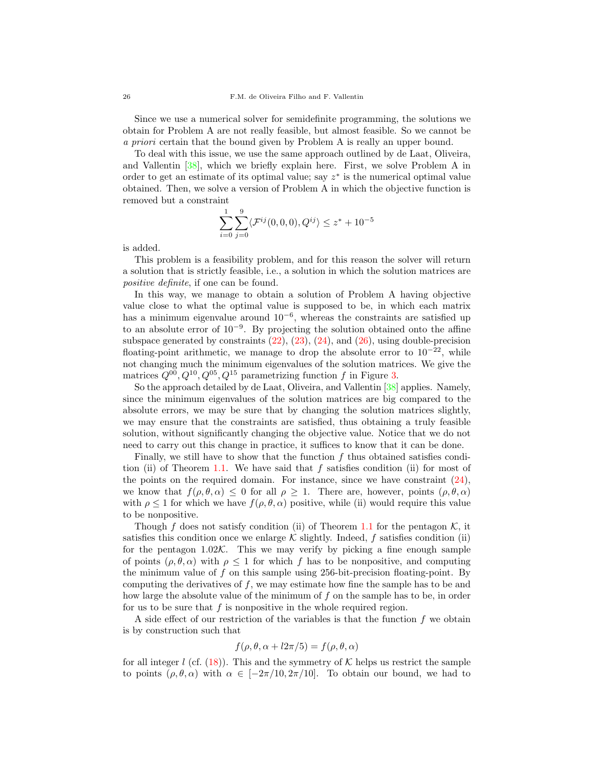Since we use a numerical solver for semidefinite programming, the solutions we obtain for Problem A are not really feasible, but almost feasible. So we cannot be *a priori* certain that the bound given by Problem A is really an upper bound.

To deal with this issue, we use the same approach outlined by de Laat, Oliveira, and Vallentin [38], which we briefly explain here. First, we solve Problem A in order to get an estimate of its optimal value; say $z^*$ is the numerical optimal value obtained. Then, we solve a version of Problem A in which the objective function is removed but a constraint

$$\sum_{i=0}^{1}\sum_{j=0}^{9}\langle \mathcal{F}^{ij}(0,0,0), Q^{ij}\rangle \leq z^* + 10^{-5}$$

is added.

This problem is a feasibility problem, and for this reason the solver will return a solution that is strictly feasible, i.e., a solution in which the solution matrices are *positive definite*, if one can be found.

In this way, we manage to obtain a solution of Problem A having objective value close to what the optimal value is supposed to be, in which each matrix has a minimum eigenvalue around $10^{-6}$, whereas the constraints are satisfied up to an absolute error of $10^{-9}$. By projecting the solution obtained onto the affine subspace generated by constraints (22), (23), (24), and (26), using double-precision floating-point arithmetic, we manage to drop the absolute error to $10^{-22}$, while not changing much the minimum eigenvalues of the solution matrices. We give the matrices $Q^{00}, Q^{10}, Q^{05}, Q^{15}$ parametrizing function $f$ in Figure 3.

So the approach detailed by de Laat, Oliveira, and Vallentin [38] applies. Namely, since the minimum eigenvalues of the solution matrices are big compared to the absolute errors, we may be sure that by changing the solution matrices slightly, we may ensure that the constraints are satisfied, thus obtaining a truly feasible solution, without significantly changing the objective value. Notice that we do not need to carry out this change in practice, it suffices to know that it can be done.

Finally, we still have to show that the function $f$ thus obtained satisfies condition (ii) of Theorem 1.1. We have said that $f$ satisfies condition (ii) for most of the points on the required domain. For instance, since we have constraint (24), we know that $f(\rho,\theta,\alpha) \leq 0$ for all $\rho \geq 1$. There are, however, points $(\rho,\theta,\alpha)$ with $\rho \leq 1$ for which we have $f(\rho,\theta,\alpha)$ positive, while (ii) would require this value to be nonpositive.

Though $f$ does not satisfy condition (ii) of Theorem 1.1 for the pentagon $\mathcal{K}$, it satisfies this condition once we enlarge $\mathcal{K}$ slightly. Indeed, $f$ satisfies condition (ii) for the pentagon $1.02\mathcal{K}$. This we may verify by picking a fine enough sample of points $(\rho,\theta,\alpha)$ with $\rho \leq 1$ for which $f$ has to be nonpositive, and computing the minimum value of $f$ on this sample using 256-bit-precision floating-point. By computing the derivatives of $f$, we may estimate how fine the sample has to be and how large the absolute value of the minimum of $f$ on the sample has to be, in order for us to be sure that $f$ is nonpositive in the whole required region.

A side effect of our restriction of the variables is that the function $f$ we obtain is by construction such that

$$f(\rho,\theta,\alpha + l2\pi/5) = f(\rho,\theta,\alpha)$$

for all integer $l$ (cf. (18)). This and the symmetry of $\mathcal{K}$ helps us restrict the sample to points $(\rho,\theta,\alpha)$ with $\alpha \in [-2\pi/10, 2\pi/10]$. To obtain our bound, we had to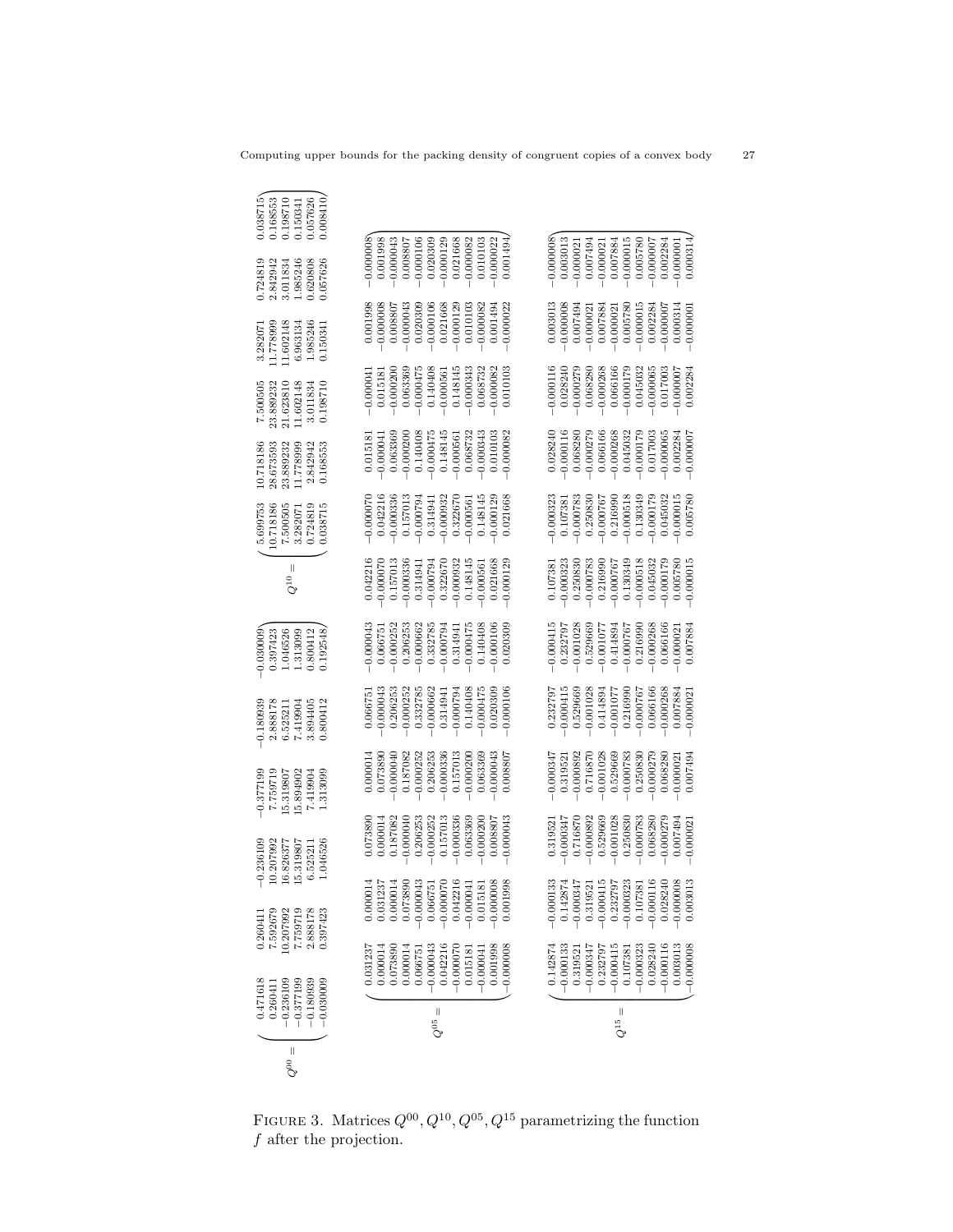$$
Q^{00} = \begin{pmatrix}
0.471618 & 0.260411 & -0.236109 & -0.377199 & -0.180939 & -0.030009 \\
0.260411 & 7.592679 & 10.207992 & 7.759719 & 2.888178 & 0.397423 \\
-0.236109 & 10.207992 & 16.826377 & 15.319807 & 6.525211 & 1.046526 \\
-0.377199 & 7.759719 & 15.319807 & 15.894902 & 7.419904 & 1.313099 \\
-0.180939 & 2.888178 & 6.525211 & 7.419904 & 3.894405 & 0.800412 \\
-0.030009 & 0.397423 & 1.046526 & 1.313099 & 0.800412 & 0.192548
\end{pmatrix}
\quad
Q^{10} = \begin{pmatrix}
5.699753 & 10.718186 & 7.500505 & 3.282071 & 0.724819 & 0.038715 \\
10.718186 & 28.673593 & 23.889232 & 11.778999 & 2.842942 & 0.168553 \\
7.500505 & 23.889232 & 21.623810 & 11.602148 & 3.011834 & 0.198710 \\
3.282071 & 11.778999 & 11.602148 & 6.963134 & 1.985246 & 0.150341 \\
0.724819 & 2.842942 & 3.011834 & 1.985246 & 0.620808 & 0.057626 \\
0.038715 & 0.168553 & 0.198710 & 0.150341 & 0.057626 & 0.008410
\end{pmatrix}
$$

$$
Q^{05} = \begin{pmatrix}
0.031237 & 0.000014 & 0.073890 & 0.000014 & 0.066751 & -0.000043 & 0.042216 & -0.000070 & 0.015181 & -0.000041 & 0.001998 & -0.000008 \\
0.000014 & 0.031237 & 0.000014 & 0.073890 & -0.000043 & 0.066751 & -0.000070 & 0.042216 & -0.000041 & 0.015181 & -0.000008 & 0.001998 \\
0.073890 & 0.000014 & 0.187082 & -0.000040 & 0.206253 & -0.000252 & 0.157013 & -0.000336 & 0.063369 & -0.000200 & 0.008807 & -0.000043 \\
0.000014 & 0.073890 & -0.000040 & 0.187082 & -0.000252 & 0.206253 & -0.000336 & 0.157013 & -0.000200 & 0.063369 & -0.000043 & 0.008807 \\
0.066751 & -0.000043 & 0.206253 & -0.000252 & 0.332785 & -0.000662 & 0.314941 & -0.000794 & 0.140408 & -0.000475 & 0.020309 & -0.000106 \\
-0.000043 & 0.066751 & -0.000252 & 0.206253 & -0.000662 & 0.332785 & -0.000794 & 0.314941 & -0.000475 & 0.140408 & -0.000106 & 0.020309 \\
0.042216 & -0.000070 & 0.157013 & -0.000336 & 0.314941 & -0.000794 & 0.322670 & -0.000932 & 0.148145 & -0.000561 & 0.021668 & -0.000129 \\
-0.000070 & 0.042216 & -0.000336 & 0.157013 & -0.000794 & 0.314941 & -0.000932 & 0.322670 & -0.000561 & 0.148145 & -0.000129 & 0.021668 \\
0.015181 & -0.000041 & 0.063369 & -0.000200 & 0.140408 & -0.000475 & 0.148145 & -0.000561 & 0.068732 & -0.000343 & 0.010103 & -0.000082 \\
-0.000041 & 0.015181 & -0.000200 & 0.063369 & -0.000475 & 0.140408 & -0.000561 & 0.148145 & -0.000343 & 0.068732 & -0.000082 & 0.010103 \\
0.001998 & -0.000008 & 0.008807 & -0.000043 & 0.020309 & -0.000106 & 0.021668 & -0.000129 & 0.010103 & -0.000082 & 0.001494 & -0.000022 \\
-0.000008 & 0.001998 & -0.000043 & 0.008807 & -0.000106 & 0.020309 & -0.000129 & 0.021668 & -0.000082 & 0.010103 & -0.000022 & 0.001494
\end{pmatrix}
$$

$$
Q^{15} = \begin{pmatrix}
0.142874 & -0.000133 & 0.319521 & -0.000347 & 0.232797 & -0.000415 & 0.107381 & -0.000323 & 0.028240 & -0.000116 & 0.003013 & -0.000008 \\
-0.000133 & 0.142874 & -0.000347 & 0.319521 & -0.000415 & 0.232797 & -0.000323 & 0.107381 & -0.000116 & 0.028240 & -0.000008 & 0.003013 \\
0.319521 & -0.000347 & 0.716870 & -0.000892 & 0.529669 & -0.001028 & 0.250830 & -0.000783 & 0.068280 & -0.000279 & 0.007494 & -0.000021 \\
-0.000347 & 0.319521 & -0.000892 & 0.716870 & -0.001028 & 0.529669 & -0.000783 & 0.250830 & -0.000279 & 0.068280 & -0.000021 & 0.007494 \\
0.232797 & -0.000415 & 0.529669 & -0.001028 & 0.414894 & -0.001077 & 0.216990 & -0.000767 & 0.066166 & -0.000268 & 0.007884 & -0.000021 \\
-0.000415 & 0.232797 & -0.001028 & 0.529669 & -0.001077 & 0.414894 & -0.000767 & 0.216990 & -0.000268 & 0.066166 & -0.000021 & 0.007884 \\
0.107381 & -0.000323 & 0.250830 & -0.000783 & 0.216990 & -0.000767 & 0.130349 & -0.000518 & 0.045032 & -0.000179 & 0.005780 & -0.000015 \\
-0.000323 & 0.107381 & -0.000783 & 0.250830 & -0.000767 & 0.216990 & -0.000518 & 0.130349 & -0.000179 & 0.045032 & -0.000015 & 0.005780 \\
0.028240 & -0.000116 & 0.068280 & -0.000279 & 0.066166 & -0.000268 & 0.045032 & -0.000179 & 0.017003 & -0.000065 & 0.002284 & -0.000007 \\
-0.000116 & 0.028240 & -0.000279 & 0.068280 & -0.000268 & 0.066166 & -0.000179 & 0.045032 & -0.000065 & 0.017003 & -0.000007 & 0.002284 \\
0.003013 & -0.000008 & 0.007494 & -0.000021 & 0.007884 & -0.000021 & 0.005780 & -0.000015 & 0.002284 & -0.000007 & 0.000314 & -0.000001 \\
-0.000008 & 0.003013 & -0.000021 & 0.007494 & -0.000021 & 0.007884 & -0.000015 & 0.005780 & -0.000007 & 0.002284 & -0.000001 & 0.000314
\end{pmatrix}
$$

FIGURE 3. Matrices $Q^{00}, Q^{10}, Q^{05}, Q^{15}$ parametrizing the function $f$ after the projection.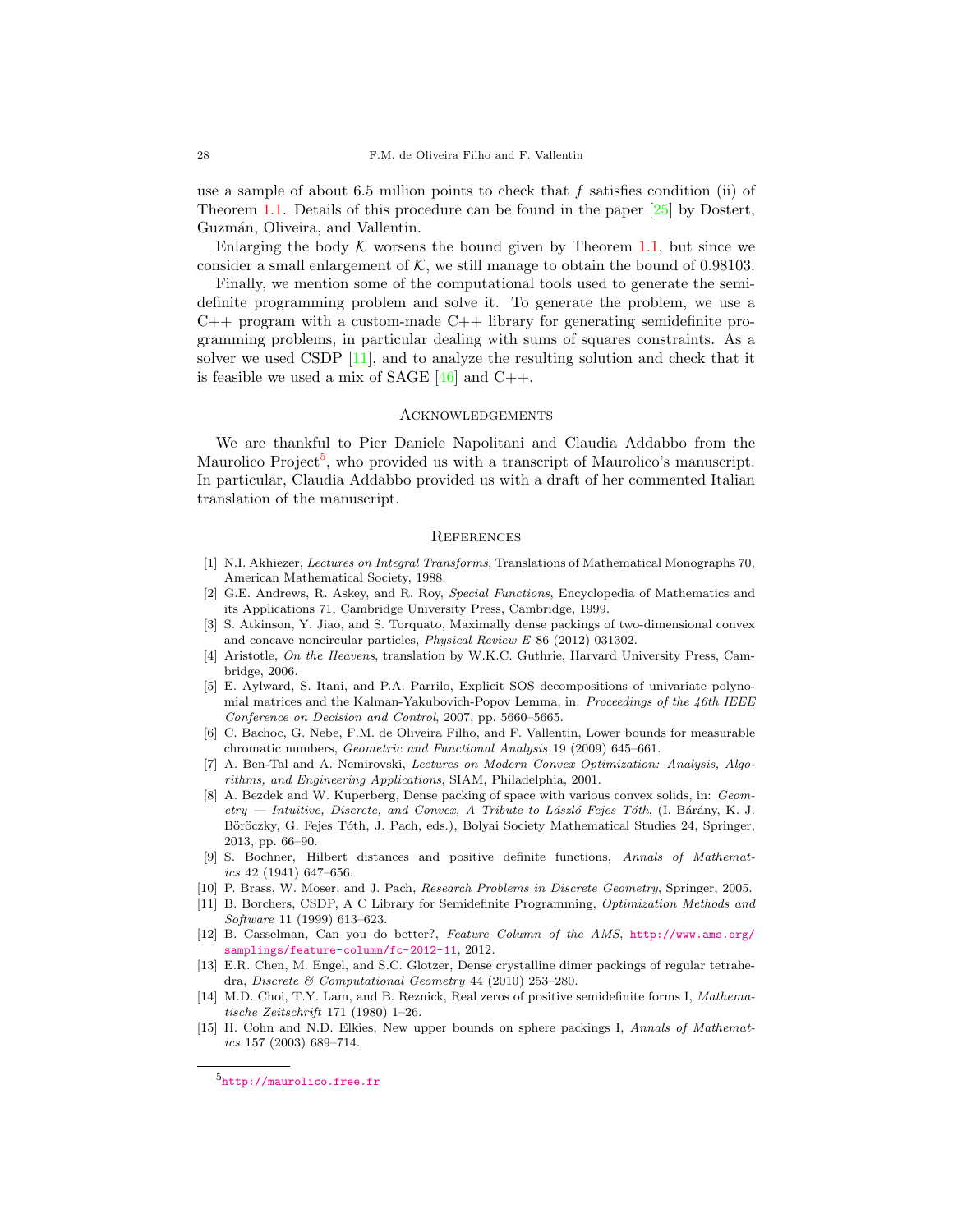use a sample of about 6.5 million points to check that $f$ satisfies condition (ii) of Theorem 1.1. Details of this procedure can be found in the paper [25] by Dostert, Guzmán, Oliveira, and Vallentin.

Enlarging the body $\mathcal{K}$ worsens the bound given by Theorem 1.1, but since we consider a small enlargement of $\mathcal{K}$, we still manage to obtain the bound of 0.98103.

Finally, we mention some of the computational tools used to generate the semidefinite programming problem and solve it. To generate the problem, we use a C++ program with a custom-made C++ library for generating semidefinite programming problems, in particular dealing with sums of squares constraints. As a solver we used CSDP [11], and to analyze the resulting solution and check that it is feasible we used a mix of SAGE [46] and C++.

## Acknowledgements

We are thankful to Pier Daniele Napolitani and Claudia Addabbo from the Maurolico Project[5], who provided us with a transcript of Maurolico's manuscript. In particular, Claudia Addabbo provided us with a draft of her commented Italian translation of the manuscript.

## References

[1] N.I. Akhiezer, *Lectures on Integral Transforms*, Translations of Mathematical Monographs 70, American Mathematical Society, 1988.

[2] G.E. Andrews, R. Askey, and R. Roy, *Special Functions*, Encyclopedia of Mathematics and its Applications 71, Cambridge University Press, Cambridge, 1999.

[3] S. Atkinson, Y. Jiao, and S. Torquato, Maximally dense packings of two-dimensional convex and concave noncircular particles, *Physical Review E* 86 (2012) 031302.

[4] Aristotle, *On the Heavens*, translation by W.K.C. Guthrie, Harvard University Press, Cambridge, 2006.

[5] E. Aylward, S. Itani, and P.A. Parrilo, Explicit SOS decompositions of univariate polynomial matrices and the Kalman-Yakubovich-Popov Lemma, in: *Proceedings of the 46th IEEE Conference on Decision and Control*, 2007, pp. 5660–5665.

[6] C. Bachoc, G. Nebe, F.M. de Oliveira Filho, and F. Vallentin, Lower bounds for measurable chromatic numbers, *Geometric and Functional Analysis* 19 (2009) 645–661.

[7] A. Ben-Tal and A. Nemirovski, *Lectures on Modern Convex Optimization: Analysis, Algorithms, and Engineering Applications*, SIAM, Philadelphia, 2001.

[8] A. Bezdek and W. Kuperberg, Dense packing of space with various convex solids, in: *Geometry — Intuitive, Discrete, and Convex, A Tribute to László Fejes Tóth*, (I. Bárány, K. J. Böröczky, G. Fejes Tóth, J. Pach, eds.), Bolyai Society Mathematical Studies 24, Springer, 2013, pp. 66–90.

[9] S. Bochner, Hilbert distances and positive definite functions, *Annals of Mathematics* 42 (1941) 647–656.

[10] P. Brass, W. Moser, and J. Pach, *Research Problems in Discrete Geometry*, Springer, 2005.

[11] B. Borchers, CSDP, A C Library for Semidefinite Programming, *Optimization Methods and Software* 11 (1999) 613–623.

[12] B. Casselman, Can you do better?, *Feature Column of the AMS*, http://www.ams.org/samplings/feature-column/fc-2012-11, 2012.

[13] E.R. Chen, M. Engel, and S.C. Glotzer, Dense crystalline dimer packings of regular tetrahedra, *Discrete & Computational Geometry* 44 (2010) 253–280.

[14] M.D. Choi, T.Y. Lam, and B. Reznick, Real zeros of positive semidefinite forms I, *Mathematische Zeitschrift* 171 (1980) 1–26.

[15] H. Cohn and N.D. Elkies, New upper bounds on sphere packings I, *Annals of Mathematics* 157 (2003) 689–714.

[5] http://maurolico.free.fr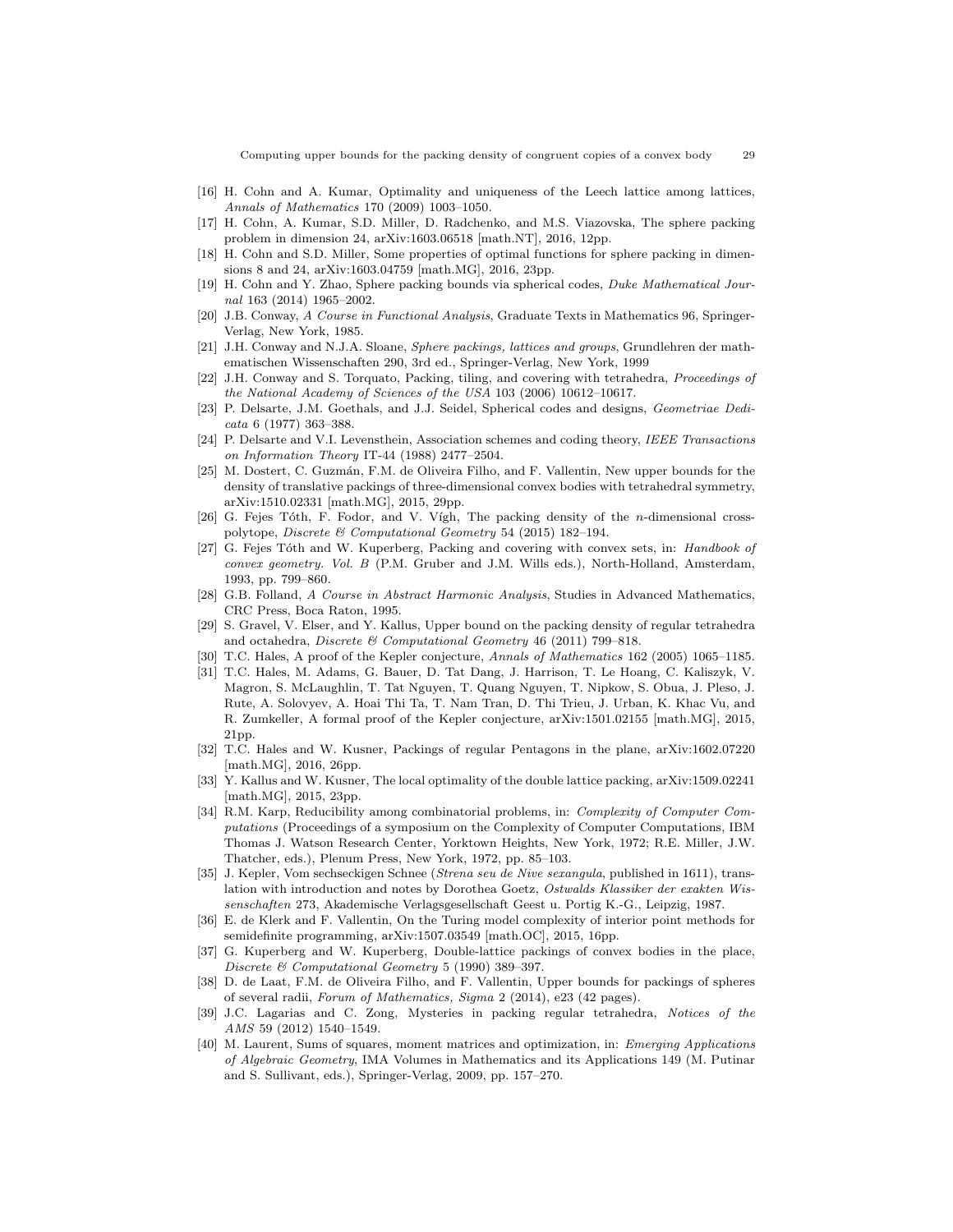[16] H. Cohn and A. Kumar, Optimality and uniqueness of the Leech lattice among lattices, *Annals of Mathematics* 170 (2009) 1003–1050.

[17] H. Cohn, A. Kumar, S.D. Miller, D. Radchenko, and M.S. Viazovska, The sphere packing problem in dimension 24, arXiv:1603.06518 [math.NT], 2016, 12pp.

[18] H. Cohn and S.D. Miller, Some properties of optimal functions for sphere packing in dimensions 8 and 24, arXiv:1603.04759 [math.MG], 2016, 23pp.

[19] H. Cohn and Y. Zhao, Sphere packing bounds via spherical codes, *Duke Mathematical Journal* 163 (2014) 1965–2002.

[20] J.B. Conway, *A Course in Functional Analysis*, Graduate Texts in Mathematics 96, Springer-Verlag, New York, 1985.

[21] J.H. Conway and N.J.A. Sloane, *Sphere packings, lattices and groups*, Grundlehren der mathematischen Wissenschaften 290, 3rd ed., Springer-Verlag, New York, 1999

[22] J.H. Conway and S. Torquato, Packing, tiling, and covering with tetrahedra, *Proceedings of the National Academy of Sciences of the USA* 103 (2006) 10612–10617.

[23] P. Delsarte, J.M. Goethals, and J.J. Seidel, Spherical codes and designs, *Geometriae Dedicata* 6 (1977) 363–388.

[24] P. Delsarte and V.I. Levensthein, Association schemes and coding theory, *IEEE Transactions on Information Theory* IT-44 (1988) 2477–2504.

[25] M. Dostert, C. Guzmán, F.M. de Oliveira Filho, and F. Vallentin, New upper bounds for the density of translative packings of three-dimensional convex bodies with tetrahedral symmetry, arXiv:1510.02331 [math.MG], 2015, 29pp.

[26] G. Fejes Tóth, F. Fodor, and V. Vígh, The packing density of the $n$-dimensional cross-polytope, *Discrete & Computational Geometry* 54 (2015) 182–194.

[27] G. Fejes Tóth and W. Kuperberg, Packing and covering with convex sets, in: *Handbook of convex geometry. Vol. B* (P.M. Gruber and J.M. Wills eds.), North-Holland, Amsterdam, 1993, pp. 799–860.

[28] G.B. Folland, *A Course in Abstract Harmonic Analysis*, Studies in Advanced Mathematics, CRC Press, Boca Raton, 1995.

[29] S. Gravel, V. Elser, and Y. Kallus, Upper bound on the packing density of regular tetrahedra and octahedra, *Discrete & Computational Geometry* 46 (2011) 799–818.

[30] T.C. Hales, A proof of the Kepler conjecture, *Annals of Mathematics* 162 (2005) 1065–1185.

[31] T.C. Hales, M. Adams, G. Bauer, D. Tat Dang, J. Harrison, T. Le Hoang, C. Kaliszyk, V. Magron, S. McLaughlin, T. Tat Nguyen, T. Quang Nguyen, T. Nipkow, S. Obua, J. Pleso, J. Rute, A. Solovyev, A. Hoai Thi Ta, T. Nam Tran, D. Thi Trieu, J. Urban, K. Khac Vu, and R. Zumkeller, A formal proof of the Kepler conjecture, arXiv:1501.02155 [math.MG], 2015, 21pp.

[32] T.C. Hales and W. Kusner, Packings of regular Pentagons in the plane, arXiv:1602.07220 [math.MG], 2016, 26pp.

[33] Y. Kallus and W. Kusner, The local optimality of the double lattice packing, arXiv:1509.02241 [math.MG], 2015, 23pp.

[34] R.M. Karp, Reducibility among combinatorial problems, in: *Complexity of Computer Computations* (Proceedings of a symposium on the Complexity of Computer Computations, IBM Thomas J. Watson Research Center, Yorktown Heights, New York, 1972; R.E. Miller, J.W. Thatcher, eds.), Plenum Press, New York, 1972, pp. 85–103.

[35] J. Kepler, Vom sechseckigen Schnee (*Strena seu de Nive sexangula*, published in 1611), translation with introduction and notes by Dorothea Goetz, *Ostwalds Klassiker der exakten Wissenschaften* 273, Akademische Verlagsgesellschaft Geest u. Portig K.-G., Leipzig, 1987.

[36] E. de Klerk and F. Vallentin, On the Turing model complexity of interior point methods for semidefinite programming, arXiv:1507.03549 [math.OC], 2015, 16pp.

[37] G. Kuperberg and W. Kuperberg, Double-lattice packings of convex bodies in the place, *Discrete & Computational Geometry* 5 (1990) 389–397.

[38] D. de Laat, F.M. de Oliveira Filho, and F. Vallentin, Upper bounds for packings of spheres of several radii, *Forum of Mathematics, Sigma* 2 (2014), e23 (42 pages).

[39] J.C. Lagarias and C. Zong, Mysteries in packing regular tetrahedra, *Notices of the AMS* 59 (2012) 1540–1549.

[40] M. Laurent, Sums of squares, moment matrices and optimization, in: *Emerging Applications of Algebraic Geometry*, IMA Volumes in Mathematics and its Applications 149 (M. Putinar and S. Sullivant, eds.), Springer-Verlag, 2009, pp. 157–270.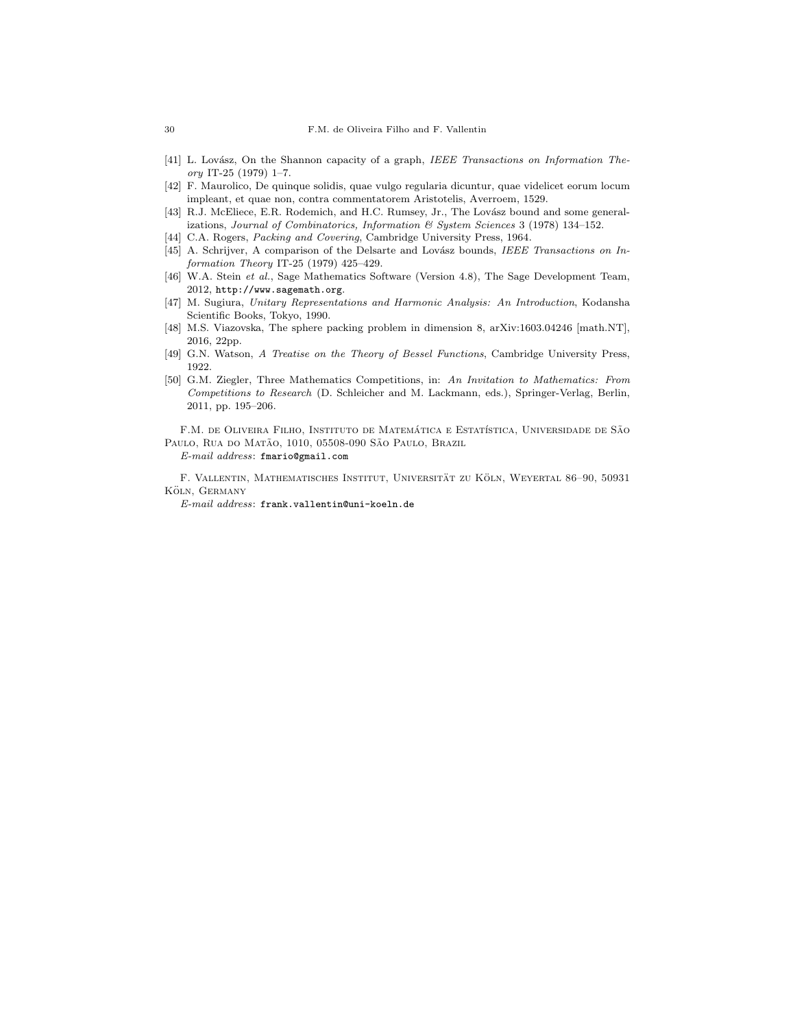[41] L. Lovász, On the Shannon capacity of a graph, *IEEE Transactions on Information Theory* IT-25 (1979) 1–7.

[42] F. Maurolico, De quinque solidis, quae vulgo regularia dicuntur, quae videlicet eorum locum impleant, et quae non, contra commentatorem Aristotelis, Averroem, 1529.

[43] R.J. McEliece, E.R. Rodemich, and H.C. Rumsey, Jr., The Lovász bound and some generalizations, *Journal of Combinatorics, Information & System Sciences* 3 (1978) 134–152.

[44] C.A. Rogers, *Packing and Covering*, Cambridge University Press, 1964.

[45] A. Schrijver, A comparison of the Delsarte and Lovász bounds, *IEEE Transactions on Information Theory* IT-25 (1979) 425–429.

[46] W.A. Stein *et al.*, Sage Mathematics Software (Version 4.8), The Sage Development Team, 2012, `http://www.sagemath.org`.

[47] M. Sugiura, *Unitary Representations and Harmonic Analysis: An Introduction*, Kodansha Scientific Books, Tokyo, 1990.

[48] M.S. Viazovska, The sphere packing problem in dimension 8, arXiv:1603.04246 [math.NT], 2016, 22pp.

[49] G.N. Watson, *A Treatise on the Theory of Bessel Functions*, Cambridge University Press, 1922.

[50] G.M. Ziegler, Three Mathematics Competitions, in: *An Invitation to Mathematics: From Competitions to Research* (D. Schleicher and M. Lackmann, eds.), Springer-Verlag, Berlin, 2011, pp. 195–206.

F.M. de Oliveira Filho, Instituto de Matemática e Estatística, Universidade de São Paulo, Rua do Matão, 1010, 05508-090 São Paulo, Brazil

*E-mail address*: `fmario@gmail.com`

F. Vallentin, Mathematisches Institut, Universität zu Köln, Weyertal 86–90, 50931 Köln, Germany

*E-mail address*: `frank.vallentin@uni-koeln.de`